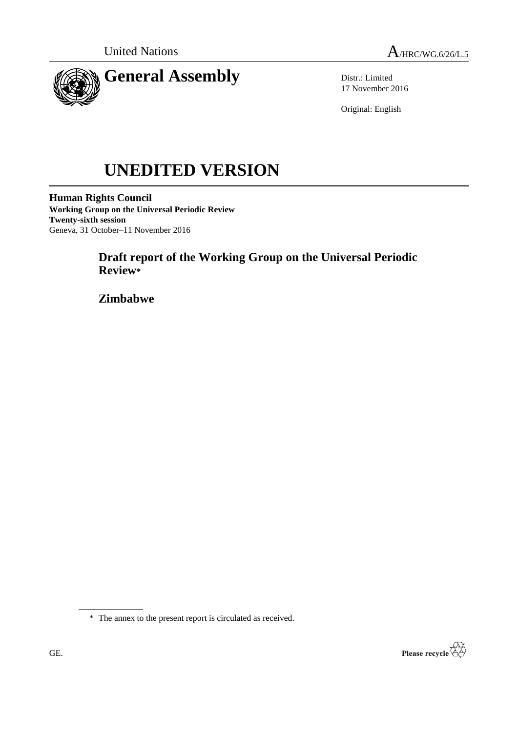United Nations

A/HRC/WG.6/26/L.5

# General Assembly

Distr.: Limited
17 November 2016

Original: English

# UNEDITED VERSION

**Human Rights Council**
**Working Group on the Universal Periodic Review**
**Twenty-sixth session**
Geneva, 31 October–11 November 2016

## Draft report of the Working Group on the Universal Periodic Review*

## Zimbabwe

\* The annex to the present report is circulated as received.

GE.

Please recycle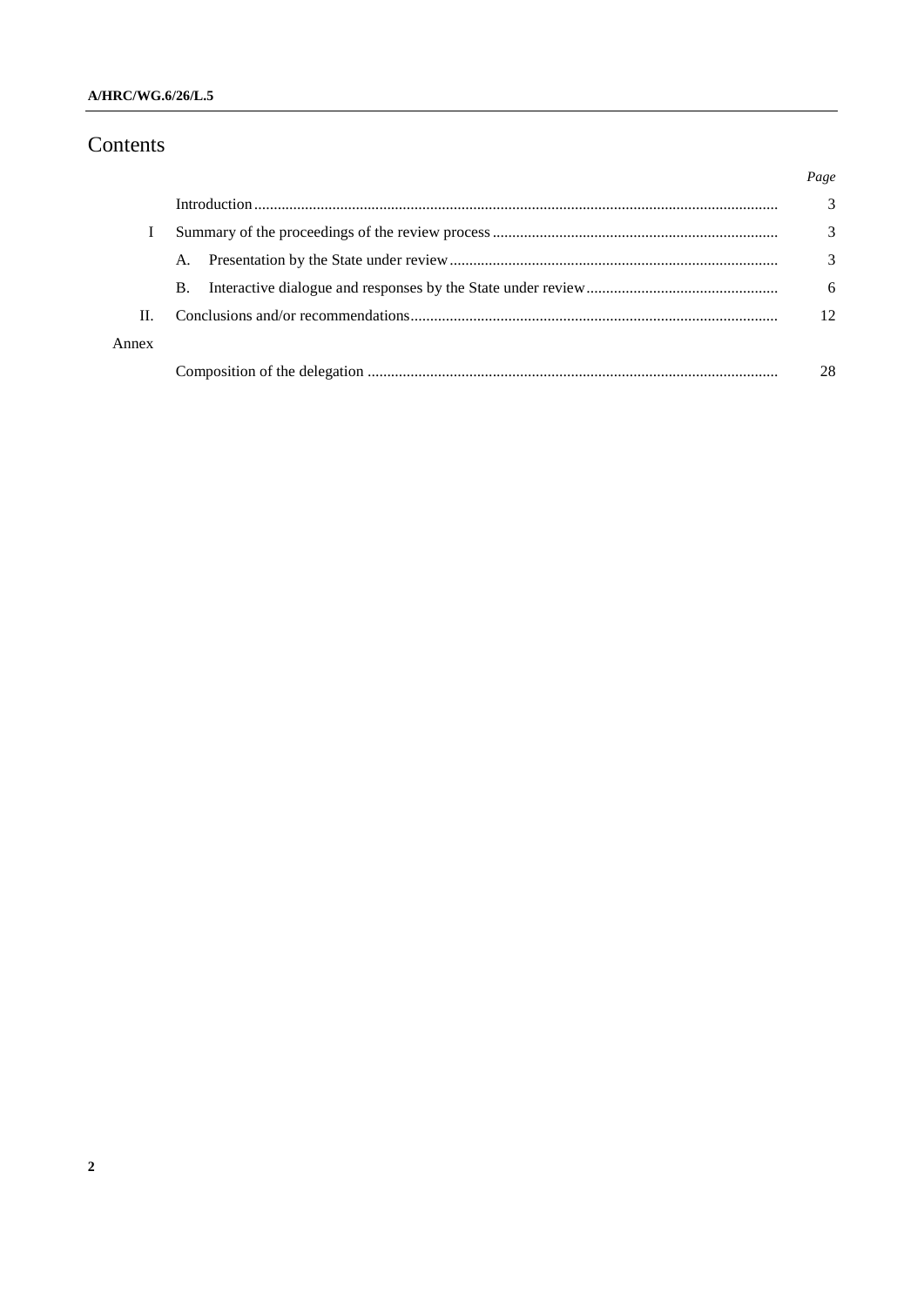# Contents

| | | *Page* |
|---|---|---|
| | Introduction | 3 |
| I | Summary of the proceedings of the review process | 3 |
| | A. Presentation by the State under review | 3 |
| | B. Interactive dialogue and responses by the State under review | 6 |
| II. | Conclusions and/or recommendations | 12 |
| Annex | | |
| | Composition of the delegation | 28 |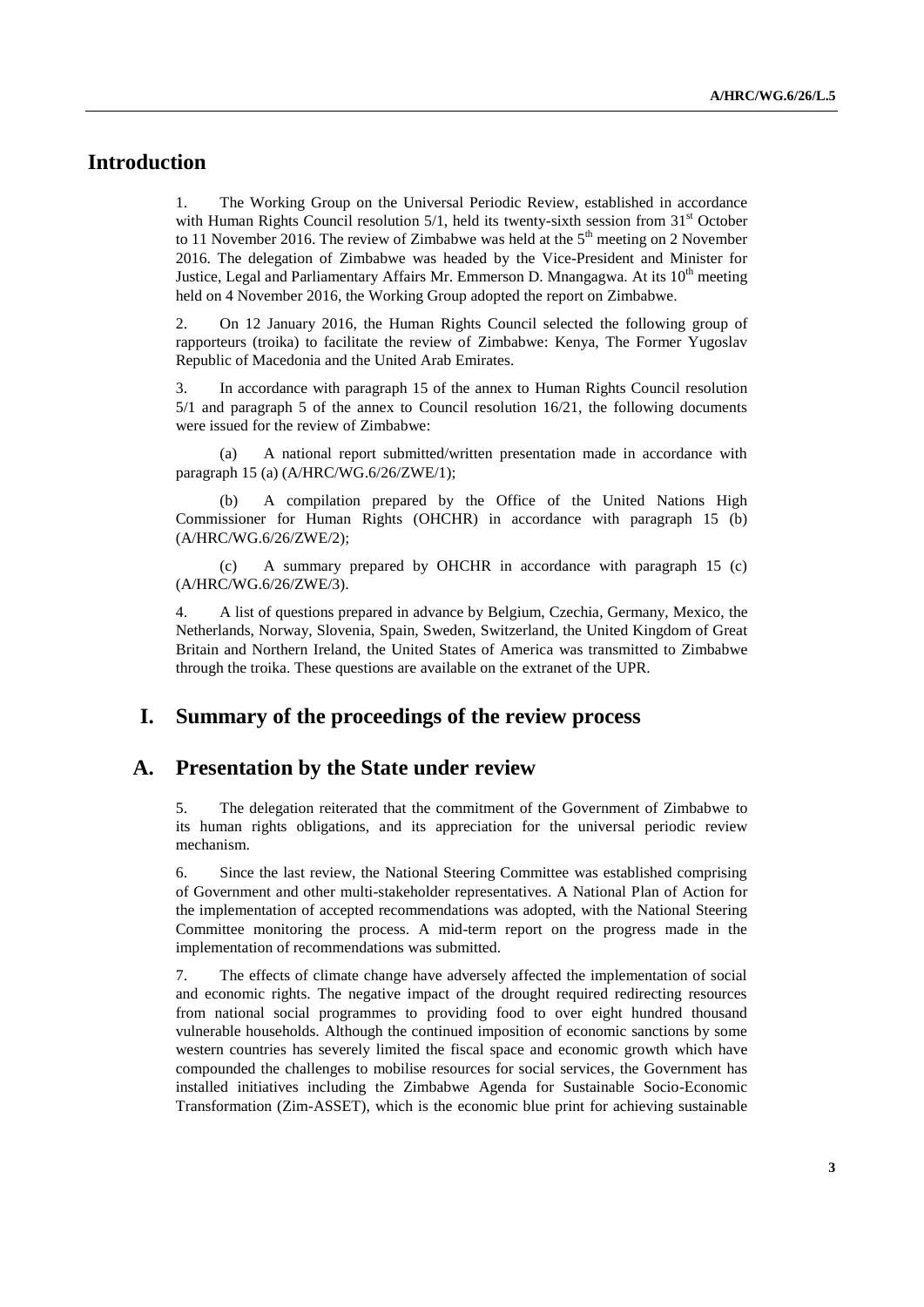# Introduction

1. The Working Group on the Universal Periodic Review, established in accordance with Human Rights Council resolution 5/1, held its twenty-sixth session from 31st October to 11 November 2016. The review of Zimbabwe was held at the 5th meeting on 2 November 2016. The delegation of Zimbabwe was headed by the Vice-President and Minister for Justice, Legal and Parliamentary Affairs Mr. Emmerson D. Mnangagwa. At its 10th meeting held on 4 November 2016, the Working Group adopted the report on Zimbabwe.

2. On 12 January 2016, the Human Rights Council selected the following group of rapporteurs (troika) to facilitate the review of Zimbabwe: Kenya, The Former Yugoslav Republic of Macedonia and the United Arab Emirates.

3. In accordance with paragraph 15 of the annex to Human Rights Council resolution 5/1 and paragraph 5 of the annex to Council resolution 16/21, the following documents were issued for the review of Zimbabwe:

(a) A national report submitted/written presentation made in accordance with paragraph 15 (a) (A/HRC/WG.6/26/ZWE/1);

(b) A compilation prepared by the Office of the United Nations High Commissioner for Human Rights (OHCHR) in accordance with paragraph 15 (b) (A/HRC/WG.6/26/ZWE/2);

(c) A summary prepared by OHCHR in accordance with paragraph 15 (c) (A/HRC/WG.6/26/ZWE/3).

4. A list of questions prepared in advance by Belgium, Czechia, Germany, Mexico, the Netherlands, Norway, Slovenia, Spain, Sweden, Switzerland, the United Kingdom of Great Britain and Northern Ireland, the United States of America was transmitted to Zimbabwe through the troika. These questions are available on the extranet of the UPR.

# I. Summary of the proceedings of the review process

## A. Presentation by the State under review

5. The delegation reiterated that the commitment of the Government of Zimbabwe to its human rights obligations, and its appreciation for the universal periodic review mechanism.

6. Since the last review, the National Steering Committee was established comprising of Government and other multi-stakeholder representatives. A National Plan of Action for the implementation of accepted recommendations was adopted, with the National Steering Committee monitoring the process. A mid-term report on the progress made in the implementation of recommendations was submitted.

7. The effects of climate change have adversely affected the implementation of social and economic rights. The negative impact of the drought required redirecting resources from national social programmes to providing food to over eight hundred thousand vulnerable households. Although the continued imposition of economic sanctions by some western countries has severely limited the fiscal space and economic growth which have compounded the challenges to mobilise resources for social services, the Government has installed initiatives including the Zimbabwe Agenda for Sustainable Socio-Economic Transformation (Zim-ASSET), which is the economic blue print for achieving sustainable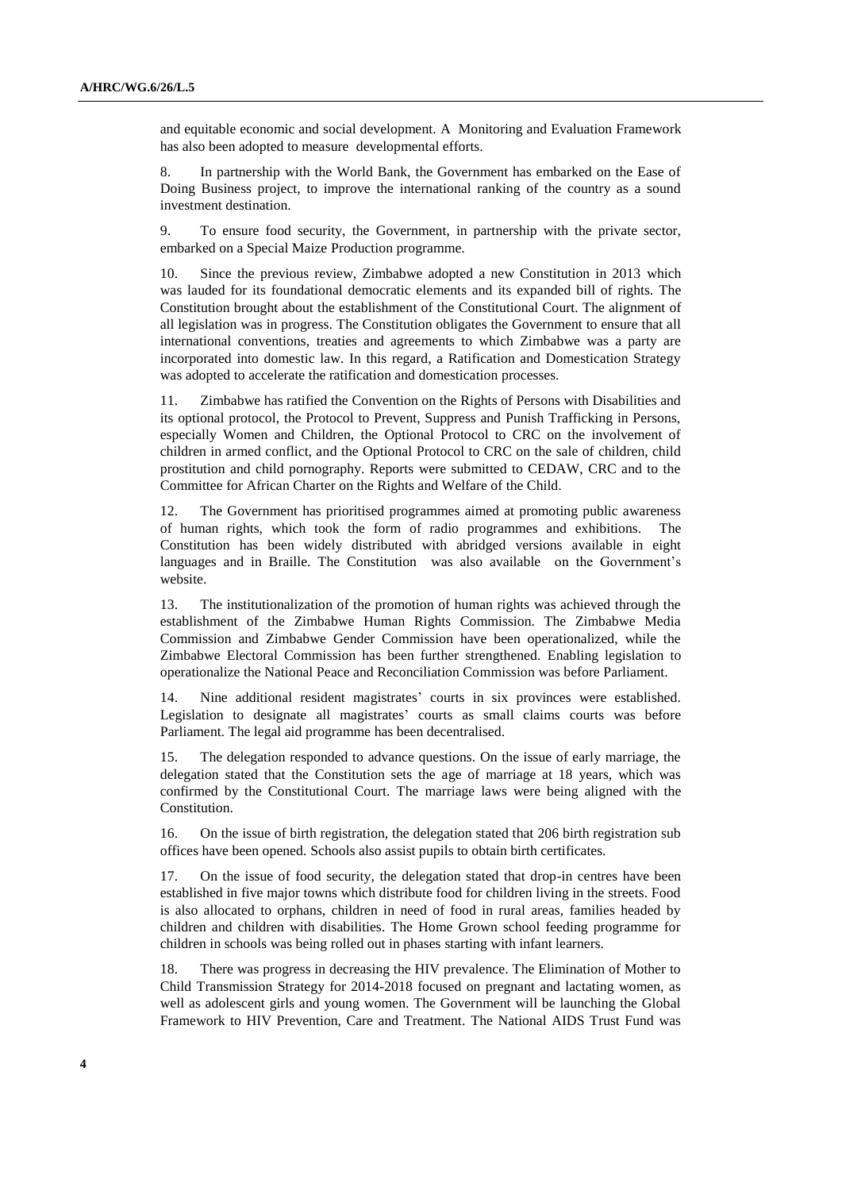and equitable economic and social development. A Monitoring and Evaluation Framework has also been adopted to measure developmental efforts.

8. In partnership with the World Bank, the Government has embarked on the Ease of Doing Business project, to improve the international ranking of the country as a sound investment destination.

9. To ensure food security, the Government, in partnership with the private sector, embarked on a Special Maize Production programme.

10. Since the previous review, Zimbabwe adopted a new Constitution in 2013 which was lauded for its foundational democratic elements and its expanded bill of rights. The Constitution brought about the establishment of the Constitutional Court. The alignment of all legislation was in progress. The Constitution obligates the Government to ensure that all international conventions, treaties and agreements to which Zimbabwe was a party are incorporated into domestic law. In this regard, a Ratification and Domestication Strategy was adopted to accelerate the ratification and domestication processes.

11. Zimbabwe has ratified the Convention on the Rights of Persons with Disabilities and its optional protocol, the Protocol to Prevent, Suppress and Punish Trafficking in Persons, especially Women and Children, the Optional Protocol to CRC on the involvement of children in armed conflict, and the Optional Protocol to CRC on the sale of children, child prostitution and child pornography. Reports were submitted to CEDAW, CRC and to the Committee for African Charter on the Rights and Welfare of the Child.

12. The Government has prioritised programmes aimed at promoting public awareness of human rights, which took the form of radio programmes and exhibitions. The Constitution has been widely distributed with abridged versions available in eight languages and in Braille. The Constitution was also available on the Government's website.

13. The institutionalization of the promotion of human rights was achieved through the establishment of the Zimbabwe Human Rights Commission. The Zimbabwe Media Commission and Zimbabwe Gender Commission have been operationalized, while the Zimbabwe Electoral Commission has been further strengthened. Enabling legislation to operationalize the National Peace and Reconciliation Commission was before Parliament.

14. Nine additional resident magistrates' courts in six provinces were established. Legislation to designate all magistrates' courts as small claims courts was before Parliament. The legal aid programme has been decentralised.

15. The delegation responded to advance questions. On the issue of early marriage, the delegation stated that the Constitution sets the age of marriage at 18 years, which was confirmed by the Constitutional Court. The marriage laws were being aligned with the Constitution.

16. On the issue of birth registration, the delegation stated that 206 birth registration sub offices have been opened. Schools also assist pupils to obtain birth certificates.

17. On the issue of food security, the delegation stated that drop-in centres have been established in five major towns which distribute food for children living in the streets. Food is also allocated to orphans, children in need of food in rural areas, families headed by children and children with disabilities. The Home Grown school feeding programme for children in schools was being rolled out in phases starting with infant learners.

18. There was progress in decreasing the HIV prevalence. The Elimination of Mother to Child Transmission Strategy for 2014-2018 focused on pregnant and lactating women, as well as adolescent girls and young women. The Government will be launching the Global Framework to HIV Prevention, Care and Treatment. The National AIDS Trust Fund was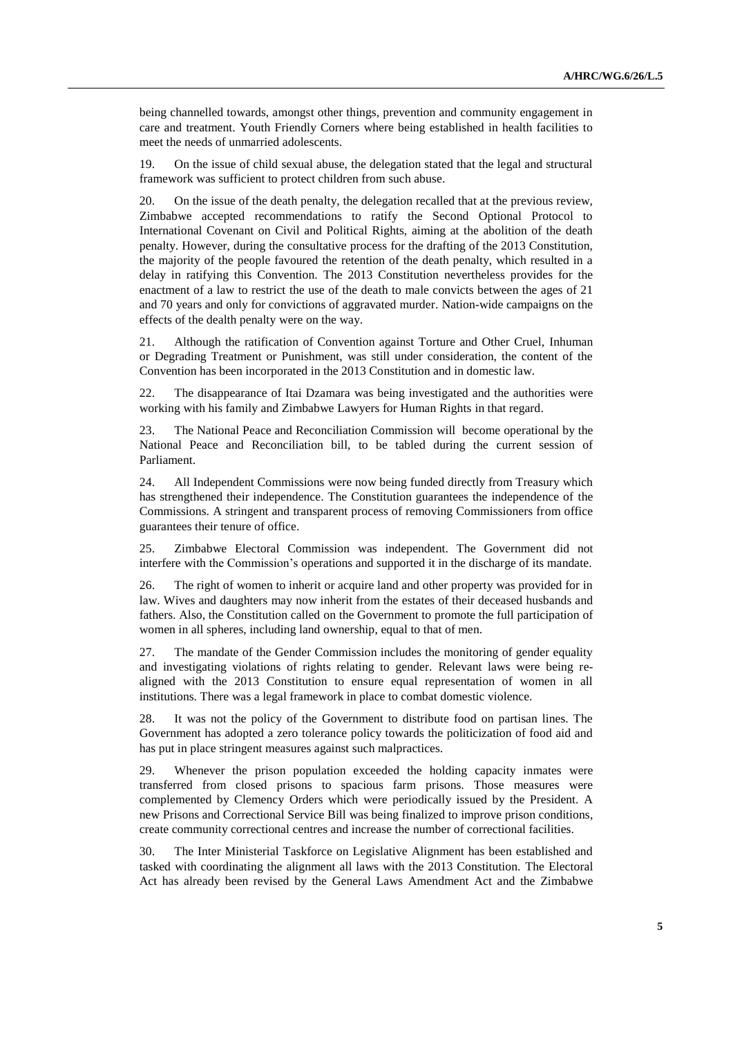being channelled towards, amongst other things, prevention and community engagement in care and treatment. Youth Friendly Corners where being established in health facilities to meet the needs of unmarried adolescents.

19. On the issue of child sexual abuse, the delegation stated that the legal and structural framework was sufficient to protect children from such abuse.

20. On the issue of the death penalty, the delegation recalled that at the previous review, Zimbabwe accepted recommendations to ratify the Second Optional Protocol to International Covenant on Civil and Political Rights, aiming at the abolition of the death penalty. However, during the consultative process for the drafting of the 2013 Constitution, the majority of the people favoured the retention of the death penalty, which resulted in a delay in ratifying this Convention. The 2013 Constitution nevertheless provides for the enactment of a law to restrict the use of the death to male convicts between the ages of 21 and 70 years and only for convictions of aggravated murder. Nation-wide campaigns on the effects of the dealth penalty were on the way.

21. Although the ratification of Convention against Torture and Other Cruel, Inhuman or Degrading Treatment or Punishment, was still under consideration, the content of the Convention has been incorporated in the 2013 Constitution and in domestic law.

22. The disappearance of Itai Dzamara was being investigated and the authorities were working with his family and Zimbabwe Lawyers for Human Rights in that regard.

23. The National Peace and Reconciliation Commission will become operational by the National Peace and Reconciliation bill, to be tabled during the current session of Parliament.

24. All Independent Commissions were now being funded directly from Treasury which has strengthened their independence. The Constitution guarantees the independence of the Commissions. A stringent and transparent process of removing Commissioners from office guarantees their tenure of office.

25. Zimbabwe Electoral Commission was independent. The Government did not interfere with the Commission's operations and supported it in the discharge of its mandate.

26. The right of women to inherit or acquire land and other property was provided for in law. Wives and daughters may now inherit from the estates of their deceased husbands and fathers. Also, the Constitution called on the Government to promote the full participation of women in all spheres, including land ownership, equal to that of men.

27. The mandate of the Gender Commission includes the monitoring of gender equality and investigating violations of rights relating to gender. Relevant laws were being re-aligned with the 2013 Constitution to ensure equal representation of women in all institutions. There was a legal framework in place to combat domestic violence.

28. It was not the policy of the Government to distribute food on partisan lines. The Government has adopted a zero tolerance policy towards the politicization of food aid and has put in place stringent measures against such malpractices.

29. Whenever the prison population exceeded the holding capacity inmates were transferred from closed prisons to spacious farm prisons. Those measures were complemented by Clemency Orders which were periodically issued by the President. A new Prisons and Correctional Service Bill was being finalized to improve prison conditions, create community correctional centres and increase the number of correctional facilities.

30. The Inter Ministerial Taskforce on Legislative Alignment has been established and tasked with coordinating the alignment all laws with the 2013 Constitution. The Electoral Act has already been revised by the General Laws Amendment Act and the Zimbabwe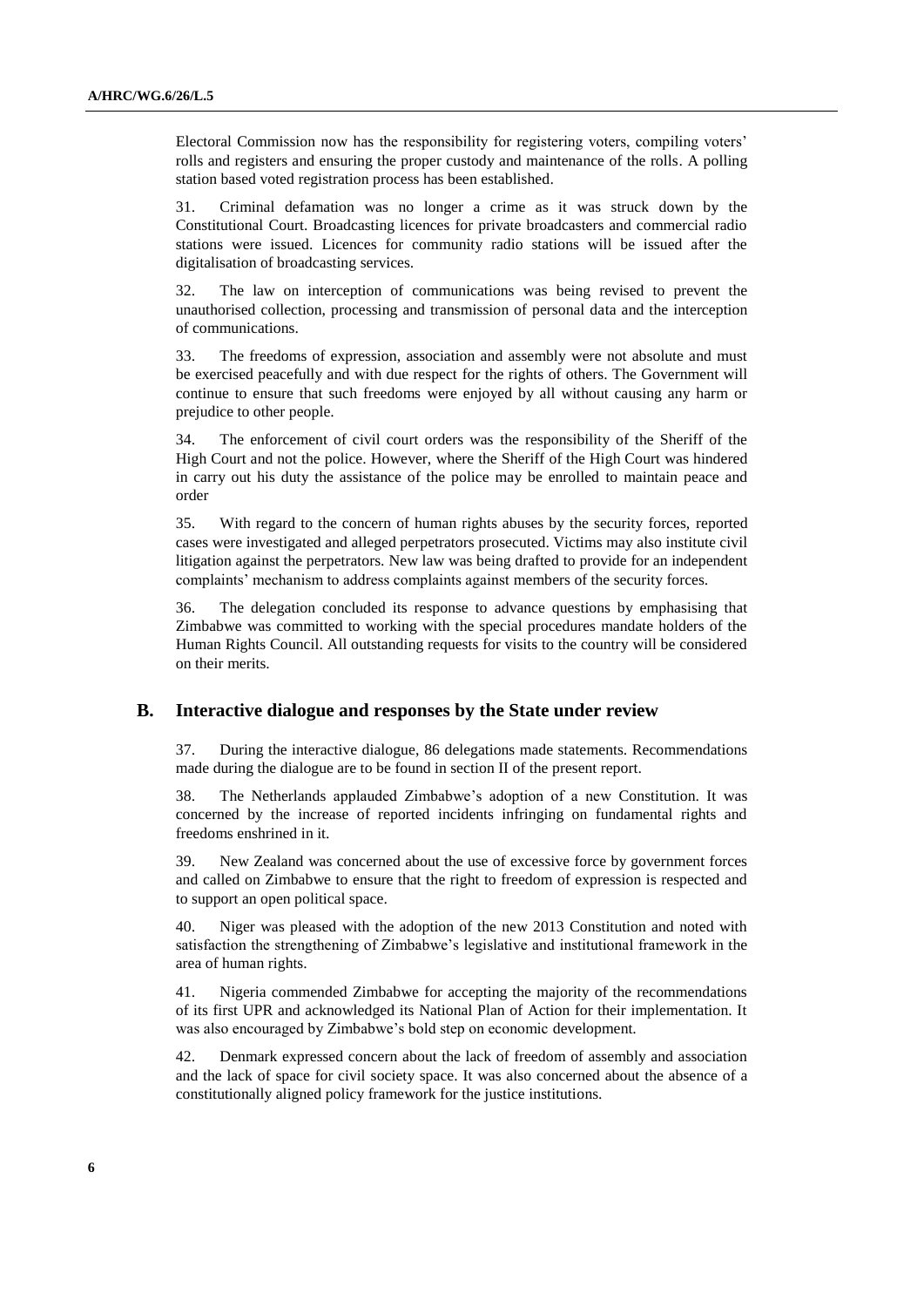Electoral Commission now has the responsibility for registering voters, compiling voters' rolls and registers and ensuring the proper custody and maintenance of the rolls. A polling station based voted registration process has been established.

31. Criminal defamation was no longer a crime as it was struck down by the Constitutional Court. Broadcasting licences for private broadcasters and commercial radio stations were issued. Licences for community radio stations will be issued after the digitalisation of broadcasting services.

32. The law on interception of communications was being revised to prevent the unauthorised collection, processing and transmission of personal data and the interception of communications.

33. The freedoms of expression, association and assembly were not absolute and must be exercised peacefully and with due respect for the rights of others. The Government will continue to ensure that such freedoms were enjoyed by all without causing any harm or prejudice to other people.

34. The enforcement of civil court orders was the responsibility of the Sheriff of the High Court and not the police. However, where the Sheriff of the High Court was hindered in carry out his duty the assistance of the police may be enrolled to maintain peace and order

35. With regard to the concern of human rights abuses by the security forces, reported cases were investigated and alleged perpetrators prosecuted. Victims may also institute civil litigation against the perpetrators. New law was being drafted to provide for an independent complaints' mechanism to address complaints against members of the security forces.

36. The delegation concluded its response to advance questions by emphasising that Zimbabwe was committed to working with the special procedures mandate holders of the Human Rights Council. All outstanding requests for visits to the country will be considered on their merits.

## B. Interactive dialogue and responses by the State under review

37. During the interactive dialogue, 86 delegations made statements. Recommendations made during the dialogue are to be found in section II of the present report.

38. The Netherlands applauded Zimbabwe's adoption of a new Constitution. It was concerned by the increase of reported incidents infringing on fundamental rights and freedoms enshrined in it.

39. New Zealand was concerned about the use of excessive force by government forces and called on Zimbabwe to ensure that the right to freedom of expression is respected and to support an open political space.

40. Niger was pleased with the adoption of the new 2013 Constitution and noted with satisfaction the strengthening of Zimbabwe's legislative and institutional framework in the area of human rights.

41. Nigeria commended Zimbabwe for accepting the majority of the recommendations of its first UPR and acknowledged its National Plan of Action for their implementation. It was also encouraged by Zimbabwe's bold step on economic development.

42. Denmark expressed concern about the lack of freedom of assembly and association and the lack of space for civil society space. It was also concerned about the absence of a constitutionally aligned policy framework for the justice institutions.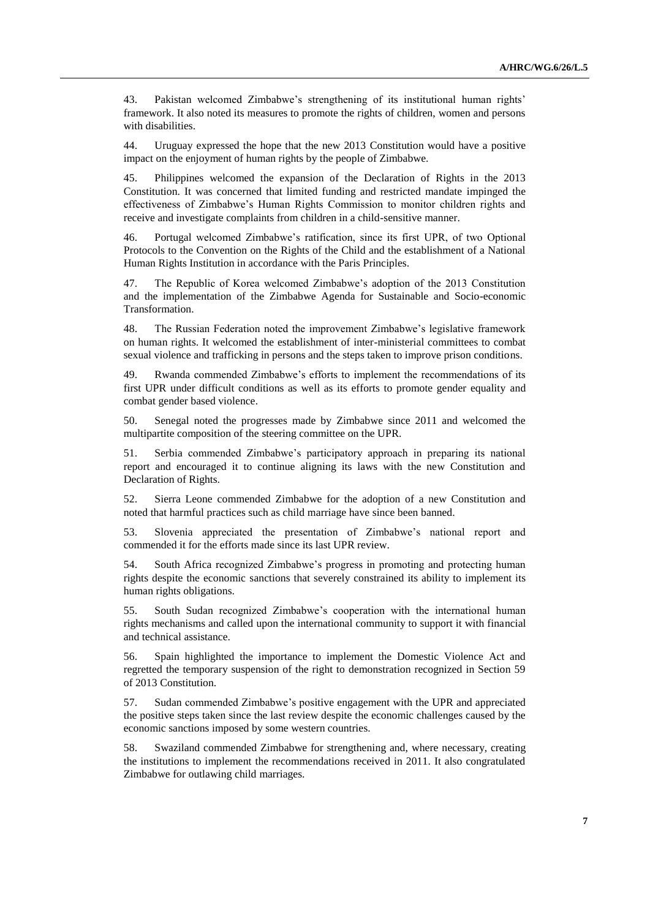43. Pakistan welcomed Zimbabwe's strengthening of its institutional human rights' framework. It also noted its measures to promote the rights of children, women and persons with disabilities.

44. Uruguay expressed the hope that the new 2013 Constitution would have a positive impact on the enjoyment of human rights by the people of Zimbabwe.

45. Philippines welcomed the expansion of the Declaration of Rights in the 2013 Constitution. It was concerned that limited funding and restricted mandate impinged the effectiveness of Zimbabwe's Human Rights Commission to monitor children rights and receive and investigate complaints from children in a child-sensitive manner.

46. Portugal welcomed Zimbabwe's ratification, since its first UPR, of two Optional Protocols to the Convention on the Rights of the Child and the establishment of a National Human Rights Institution in accordance with the Paris Principles.

47. The Republic of Korea welcomed Zimbabwe's adoption of the 2013 Constitution and the implementation of the Zimbabwe Agenda for Sustainable and Socio-economic Transformation.

48. The Russian Federation noted the improvement Zimbabwe's legislative framework on human rights. It welcomed the establishment of inter-ministerial committees to combat sexual violence and trafficking in persons and the steps taken to improve prison conditions.

49. Rwanda commended Zimbabwe's efforts to implement the recommendations of its first UPR under difficult conditions as well as its efforts to promote gender equality and combat gender based violence.

50. Senegal noted the progresses made by Zimbabwe since 2011 and welcomed the multipartite composition of the steering committee on the UPR.

51. Serbia commended Zimbabwe's participatory approach in preparing its national report and encouraged it to continue aligning its laws with the new Constitution and Declaration of Rights.

52. Sierra Leone commended Zimbabwe for the adoption of a new Constitution and noted that harmful practices such as child marriage have since been banned.

53. Slovenia appreciated the presentation of Zimbabwe's national report and commended it for the efforts made since its last UPR review.

54. South Africa recognized Zimbabwe's progress in promoting and protecting human rights despite the economic sanctions that severely constrained its ability to implement its human rights obligations.

55. South Sudan recognized Zimbabwe's cooperation with the international human rights mechanisms and called upon the international community to support it with financial and technical assistance.

56. Spain highlighted the importance to implement the Domestic Violence Act and regretted the temporary suspension of the right to demonstration recognized in Section 59 of 2013 Constitution.

57. Sudan commended Zimbabwe's positive engagement with the UPR and appreciated the positive steps taken since the last review despite the economic challenges caused by the economic sanctions imposed by some western countries.

58. Swaziland commended Zimbabwe for strengthening and, where necessary, creating the institutions to implement the recommendations received in 2011. It also congratulated Zimbabwe for outlawing child marriages.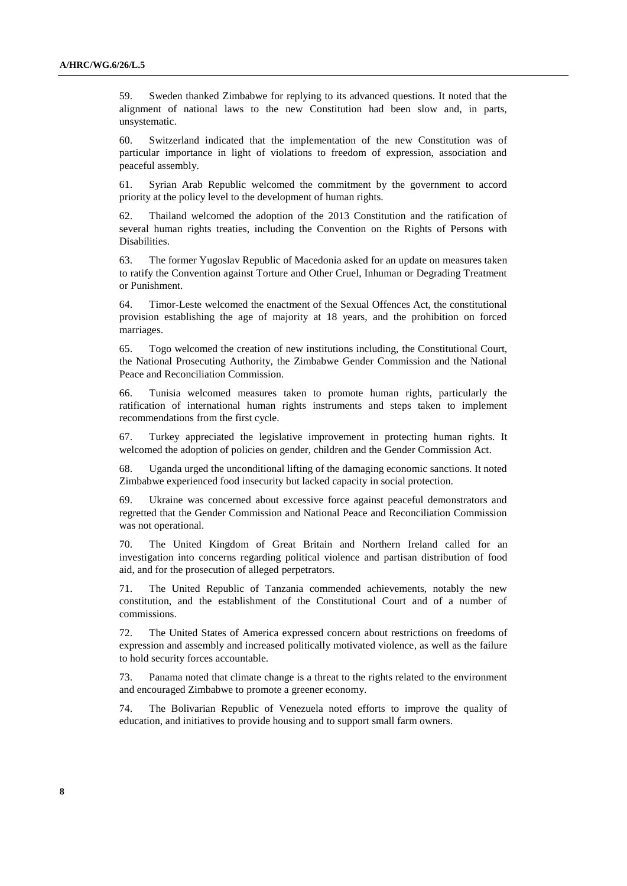59. Sweden thanked Zimbabwe for replying to its advanced questions. It noted that the alignment of national laws to the new Constitution had been slow and, in parts, unsystematic.

60. Switzerland indicated that the implementation of the new Constitution was of particular importance in light of violations to freedom of expression, association and peaceful assembly.

61. Syrian Arab Republic welcomed the commitment by the government to accord priority at the policy level to the development of human rights.

62. Thailand welcomed the adoption of the 2013 Constitution and the ratification of several human rights treaties, including the Convention on the Rights of Persons with Disabilities.

63. The former Yugoslav Republic of Macedonia asked for an update on measures taken to ratify the Convention against Torture and Other Cruel, Inhuman or Degrading Treatment or Punishment.

64. Timor-Leste welcomed the enactment of the Sexual Offences Act, the constitutional provision establishing the age of majority at 18 years, and the prohibition on forced marriages.

65. Togo welcomed the creation of new institutions including, the Constitutional Court, the National Prosecuting Authority, the Zimbabwe Gender Commission and the National Peace and Reconciliation Commission.

66. Tunisia welcomed measures taken to promote human rights, particularly the ratification of international human rights instruments and steps taken to implement recommendations from the first cycle.

67. Turkey appreciated the legislative improvement in protecting human rights. It welcomed the adoption of policies on gender, children and the Gender Commission Act.

68. Uganda urged the unconditional lifting of the damaging economic sanctions. It noted Zimbabwe experienced food insecurity but lacked capacity in social protection.

69. Ukraine was concerned about excessive force against peaceful demonstrators and regretted that the Gender Commission and National Peace and Reconciliation Commission was not operational.

70. The United Kingdom of Great Britain and Northern Ireland called for an investigation into concerns regarding political violence and partisan distribution of food aid, and for the prosecution of alleged perpetrators.

71. The United Republic of Tanzania commended achievements, notably the new constitution, and the establishment of the Constitutional Court and of a number of commissions.

72. The United States of America expressed concern about restrictions on freedoms of expression and assembly and increased politically motivated violence, as well as the failure to hold security forces accountable.

73. Panama noted that climate change is a threat to the rights related to the environment and encouraged Zimbabwe to promote a greener economy.

74. The Bolivarian Republic of Venezuela noted efforts to improve the quality of education, and initiatives to provide housing and to support small farm owners.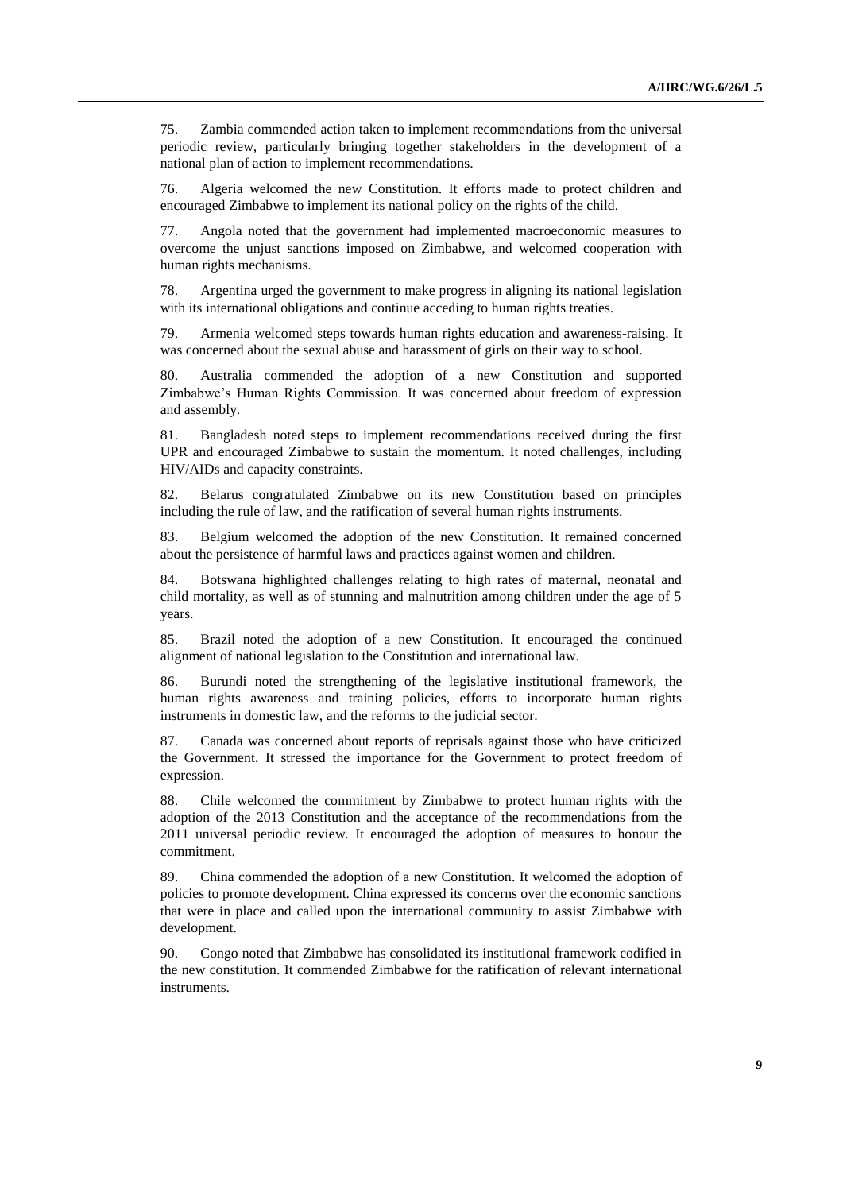75. Zambia commended action taken to implement recommendations from the universal periodic review, particularly bringing together stakeholders in the development of a national plan of action to implement recommendations.

76. Algeria welcomed the new Constitution. It efforts made to protect children and encouraged Zimbabwe to implement its national policy on the rights of the child.

77. Angola noted that the government had implemented macroeconomic measures to overcome the unjust sanctions imposed on Zimbabwe, and welcomed cooperation with human rights mechanisms.

78. Argentina urged the government to make progress in aligning its national legislation with its international obligations and continue acceding to human rights treaties.

79. Armenia welcomed steps towards human rights education and awareness-raising. It was concerned about the sexual abuse and harassment of girls on their way to school.

80. Australia commended the adoption of a new Constitution and supported Zimbabwe's Human Rights Commission. It was concerned about freedom of expression and assembly.

81. Bangladesh noted steps to implement recommendations received during the first UPR and encouraged Zimbabwe to sustain the momentum. It noted challenges, including HIV/AIDs and capacity constraints.

82. Belarus congratulated Zimbabwe on its new Constitution based on principles including the rule of law, and the ratification of several human rights instruments.

83. Belgium welcomed the adoption of the new Constitution. It remained concerned about the persistence of harmful laws and practices against women and children.

84. Botswana highlighted challenges relating to high rates of maternal, neonatal and child mortality, as well as of stunning and malnutrition among children under the age of 5 years.

85. Brazil noted the adoption of a new Constitution. It encouraged the continued alignment of national legislation to the Constitution and international law.

86. Burundi noted the strengthening of the legislative institutional framework, the human rights awareness and training policies, efforts to incorporate human rights instruments in domestic law, and the reforms to the judicial sector.

87. Canada was concerned about reports of reprisals against those who have criticized the Government. It stressed the importance for the Government to protect freedom of expression.

88. Chile welcomed the commitment by Zimbabwe to protect human rights with the adoption of the 2013 Constitution and the acceptance of the recommendations from the 2011 universal periodic review. It encouraged the adoption of measures to honour the commitment.

89. China commended the adoption of a new Constitution. It welcomed the adoption of policies to promote development. China expressed its concerns over the economic sanctions that were in place and called upon the international community to assist Zimbabwe with development.

90. Congo noted that Zimbabwe has consolidated its institutional framework codified in the new constitution. It commended Zimbabwe for the ratification of relevant international instruments.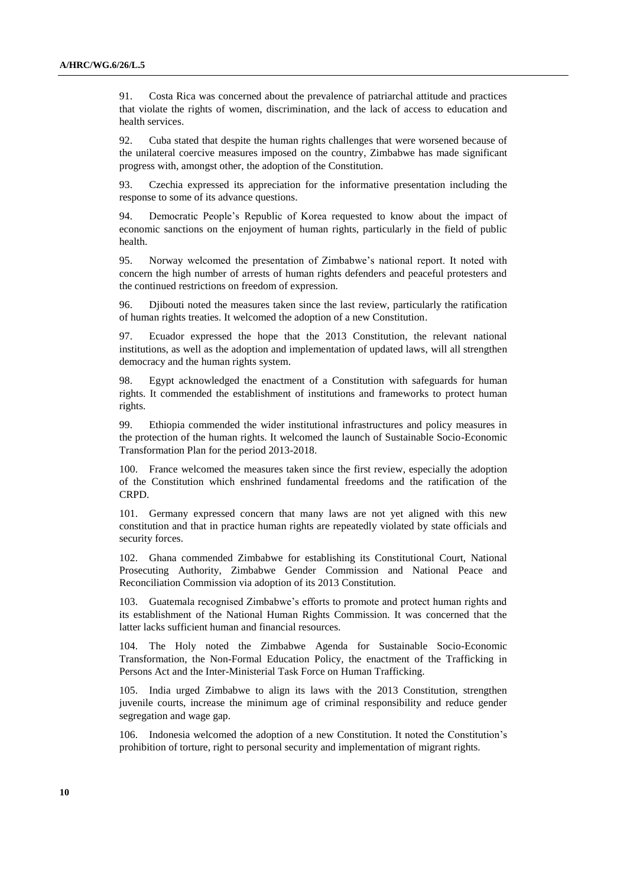91. Costa Rica was concerned about the prevalence of patriarchal attitude and practices that violate the rights of women, discrimination, and the lack of access to education and health services.

92. Cuba stated that despite the human rights challenges that were worsened because of the unilateral coercive measures imposed on the country, Zimbabwe has made significant progress with, amongst other, the adoption of the Constitution.

93. Czechia expressed its appreciation for the informative presentation including the response to some of its advance questions.

94. Democratic People's Republic of Korea requested to know about the impact of economic sanctions on the enjoyment of human rights, particularly in the field of public health.

95. Norway welcomed the presentation of Zimbabwe's national report. It noted with concern the high number of arrests of human rights defenders and peaceful protesters and the continued restrictions on freedom of expression.

96. Djibouti noted the measures taken since the last review, particularly the ratification of human rights treaties. It welcomed the adoption of a new Constitution.

97. Ecuador expressed the hope that the 2013 Constitution, the relevant national institutions, as well as the adoption and implementation of updated laws, will all strengthen democracy and the human rights system.

98. Egypt acknowledged the enactment of a Constitution with safeguards for human rights. It commended the establishment of institutions and frameworks to protect human rights.

99. Ethiopia commended the wider institutional infrastructures and policy measures in the protection of the human rights. It welcomed the launch of Sustainable Socio-Economic Transformation Plan for the period 2013-2018.

100. France welcomed the measures taken since the first review, especially the adoption of the Constitution which enshrined fundamental freedoms and the ratification of the CRPD.

101. Germany expressed concern that many laws are not yet aligned with this new constitution and that in practice human rights are repeatedly violated by state officials and security forces.

102. Ghana commended Zimbabwe for establishing its Constitutional Court, National Prosecuting Authority, Zimbabwe Gender Commission and National Peace and Reconciliation Commission via adoption of its 2013 Constitution.

103. Guatemala recognised Zimbabwe's efforts to promote and protect human rights and its establishment of the National Human Rights Commission. It was concerned that the latter lacks sufficient human and financial resources.

104. The Holy noted the Zimbabwe Agenda for Sustainable Socio-Economic Transformation, the Non-Formal Education Policy, the enactment of the Trafficking in Persons Act and the Inter-Ministerial Task Force on Human Trafficking.

105. India urged Zimbabwe to align its laws with the 2013 Constitution, strengthen juvenile courts, increase the minimum age of criminal responsibility and reduce gender segregation and wage gap.

106. Indonesia welcomed the adoption of a new Constitution. It noted the Constitution's prohibition of torture, right to personal security and implementation of migrant rights.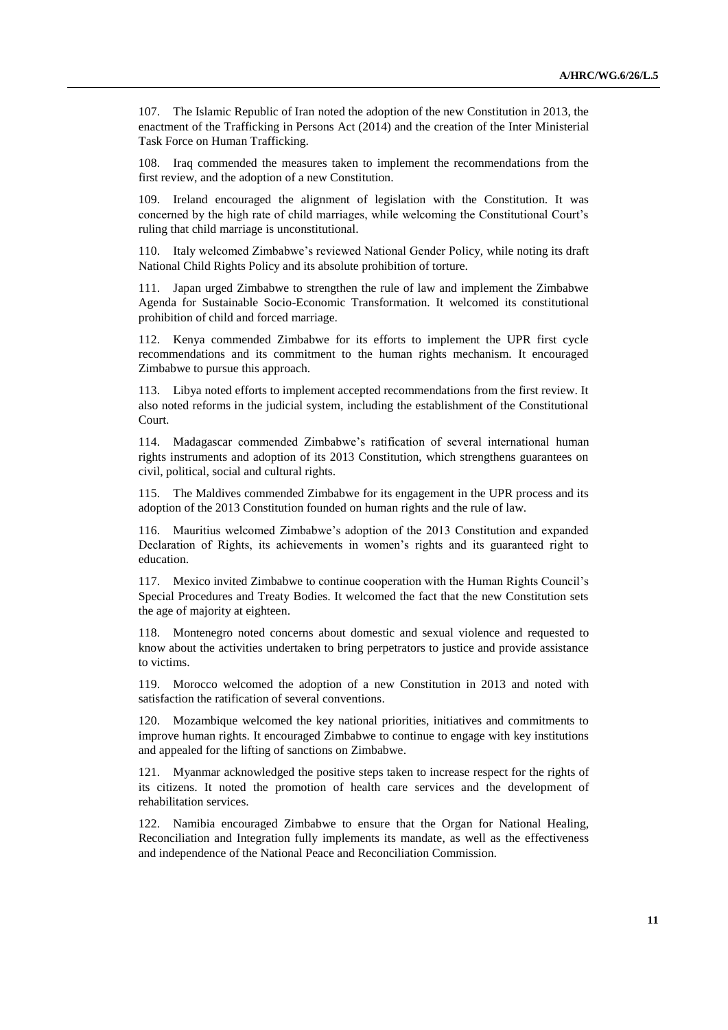107. The Islamic Republic of Iran noted the adoption of the new Constitution in 2013, the enactment of the Trafficking in Persons Act (2014) and the creation of the Inter Ministerial Task Force on Human Trafficking.

108. Iraq commended the measures taken to implement the recommendations from the first review, and the adoption of a new Constitution.

109. Ireland encouraged the alignment of legislation with the Constitution. It was concerned by the high rate of child marriages, while welcoming the Constitutional Court's ruling that child marriage is unconstitutional.

110. Italy welcomed Zimbabwe's reviewed National Gender Policy, while noting its draft National Child Rights Policy and its absolute prohibition of torture.

111. Japan urged Zimbabwe to strengthen the rule of law and implement the Zimbabwe Agenda for Sustainable Socio-Economic Transformation. It welcomed its constitutional prohibition of child and forced marriage.

112. Kenya commended Zimbabwe for its efforts to implement the UPR first cycle recommendations and its commitment to the human rights mechanism. It encouraged Zimbabwe to pursue this approach.

113. Libya noted efforts to implement accepted recommendations from the first review. It also noted reforms in the judicial system, including the establishment of the Constitutional Court.

114. Madagascar commended Zimbabwe's ratification of several international human rights instruments and adoption of its 2013 Constitution, which strengthens guarantees on civil, political, social and cultural rights.

115. The Maldives commended Zimbabwe for its engagement in the UPR process and its adoption of the 2013 Constitution founded on human rights and the rule of law.

116. Mauritius welcomed Zimbabwe's adoption of the 2013 Constitution and expanded Declaration of Rights, its achievements in women's rights and its guaranteed right to education.

117. Mexico invited Zimbabwe to continue cooperation with the Human Rights Council's Special Procedures and Treaty Bodies. It welcomed the fact that the new Constitution sets the age of majority at eighteen.

118. Montenegro noted concerns about domestic and sexual violence and requested to know about the activities undertaken to bring perpetrators to justice and provide assistance to victims.

119. Morocco welcomed the adoption of a new Constitution in 2013 and noted with satisfaction the ratification of several conventions.

120. Mozambique welcomed the key national priorities, initiatives and commitments to improve human rights. It encouraged Zimbabwe to continue to engage with key institutions and appealed for the lifting of sanctions on Zimbabwe.

121. Myanmar acknowledged the positive steps taken to increase respect for the rights of its citizens. It noted the promotion of health care services and the development of rehabilitation services.

122. Namibia encouraged Zimbabwe to ensure that the Organ for National Healing, Reconciliation and Integration fully implements its mandate, as well as the effectiveness and independence of the National Peace and Reconciliation Commission.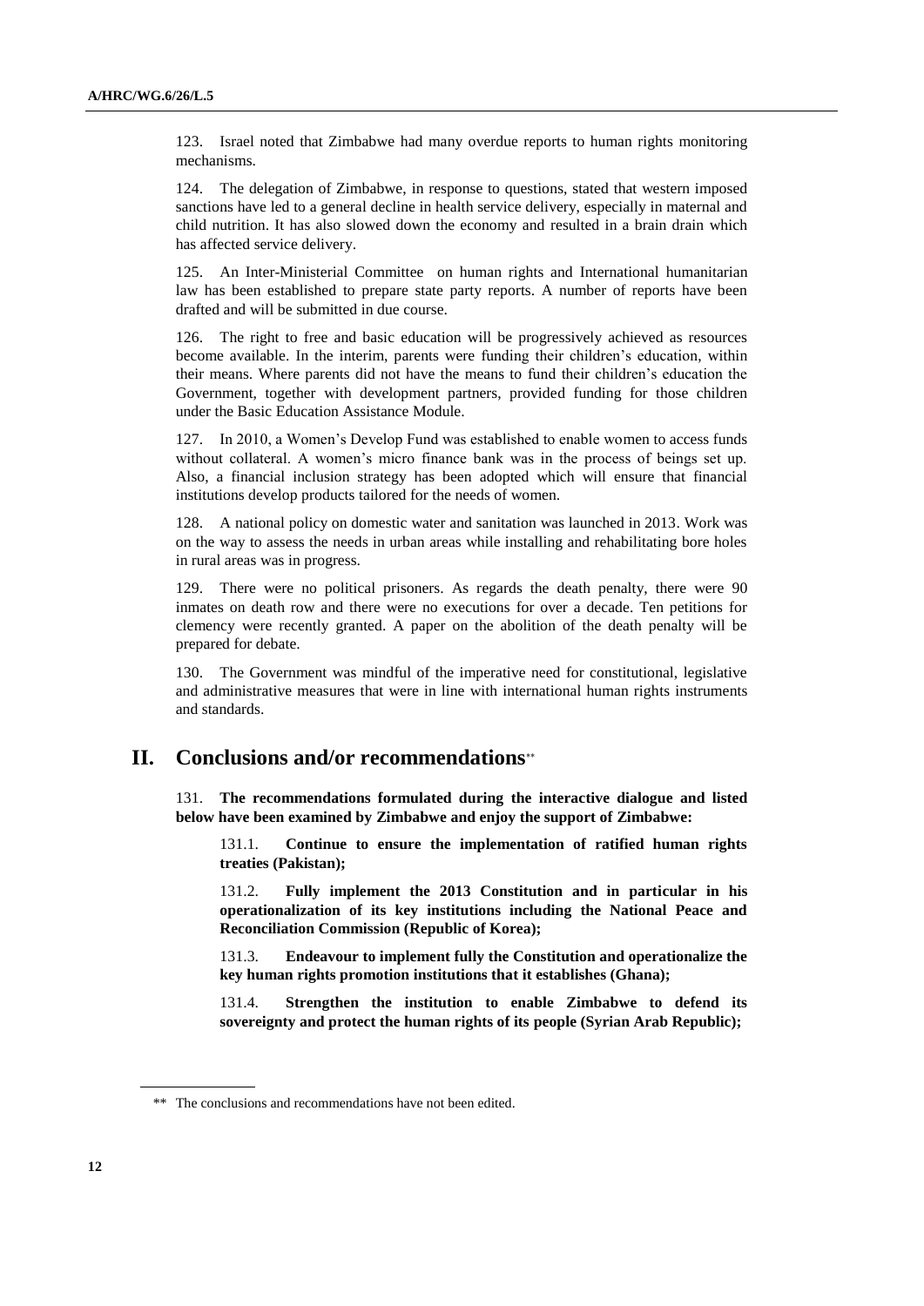123. Israel noted that Zimbabwe had many overdue reports to human rights monitoring mechanisms.

124. The delegation of Zimbabwe, in response to questions, stated that western imposed sanctions have led to a general decline in health service delivery, especially in maternal and child nutrition. It has also slowed down the economy and resulted in a brain drain which has affected service delivery.

125. An Inter-Ministerial Committee on human rights and International humanitarian law has been established to prepare state party reports. A number of reports have been drafted and will be submitted in due course.

126. The right to free and basic education will be progressively achieved as resources become available. In the interim, parents were funding their children's education, within their means. Where parents did not have the means to fund their children's education the Government, together with development partners, provided funding for those children under the Basic Education Assistance Module.

127. In 2010, a Women's Develop Fund was established to enable women to access funds without collateral. A women's micro finance bank was in the process of beings set up. Also, a financial inclusion strategy has been adopted which will ensure that financial institutions develop products tailored for the needs of women.

128. A national policy on domestic water and sanitation was launched in 2013. Work was on the way to assess the needs in urban areas while installing and rehabilitating bore holes in rural areas was in progress.

129. There were no political prisoners. As regards the death penalty, there were 90 inmates on death row and there were no executions for over a decade. Ten petitions for clemency were recently granted. A paper on the abolition of the death penalty will be prepared for debate.

130. The Government was mindful of the imperative need for constitutional, legislative and administrative measures that were in line with international human rights instruments and standards.

## II. Conclusions and/or recommendations**

131. **The recommendations formulated during the interactive dialogue and listed below have been examined by Zimbabwe and enjoy the support of Zimbabwe:**

131.1. **Continue to ensure the implementation of ratified human rights treaties (Pakistan);**

131.2. **Fully implement the 2013 Constitution and in particular in his operationalization of its key institutions including the National Peace and Reconciliation Commission (Republic of Korea);**

131.3. **Endeavour to implement fully the Constitution and operationalize the key human rights promotion institutions that it establishes (Ghana);**

131.4. **Strengthen the institution to enable Zimbabwe to defend its sovereignty and protect the human rights of its people (Syrian Arab Republic);**

** The conclusions and recommendations have not been edited.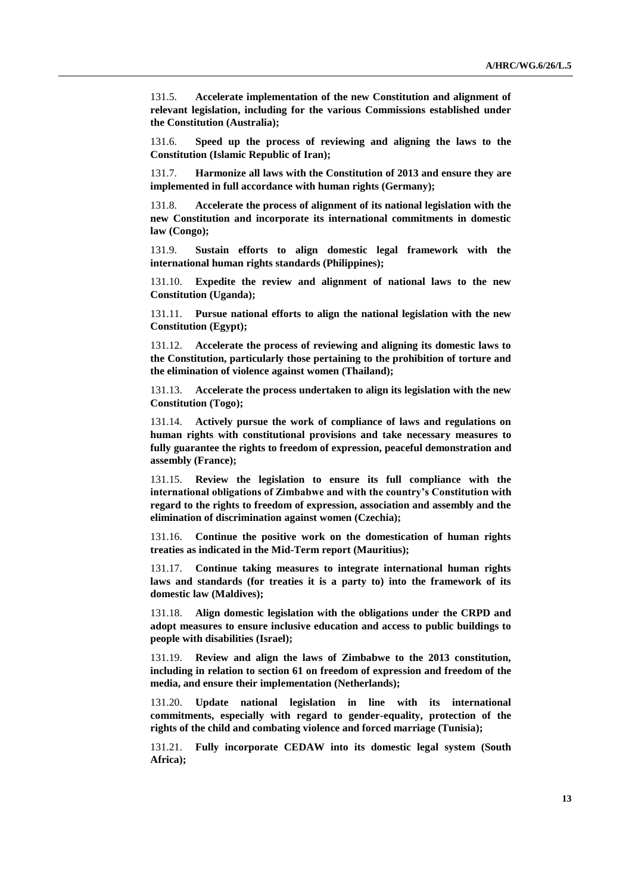131.5. **Accelerate implementation of the new Constitution and alignment of relevant legislation, including for the various Commissions established under the Constitution (Australia);**

131.6. **Speed up the process of reviewing and aligning the laws to the Constitution (Islamic Republic of Iran);**

131.7. **Harmonize all laws with the Constitution of 2013 and ensure they are implemented in full accordance with human rights (Germany);**

131.8. **Accelerate the process of alignment of its national legislation with the new Constitution and incorporate its international commitments in domestic law (Congo);**

131.9. **Sustain efforts to align domestic legal framework with the international human rights standards (Philippines);**

131.10. **Expedite the review and alignment of national laws to the new Constitution (Uganda);**

131.11. **Pursue national efforts to align the national legislation with the new Constitution (Egypt);**

131.12. **Accelerate the process of reviewing and aligning its domestic laws to the Constitution, particularly those pertaining to the prohibition of torture and the elimination of violence against women (Thailand);**

131.13. **Accelerate the process undertaken to align its legislation with the new Constitution (Togo);**

131.14. **Actively pursue the work of compliance of laws and regulations on human rights with constitutional provisions and take necessary measures to fully guarantee the rights to freedom of expression, peaceful demonstration and assembly (France);**

131.15. **Review the legislation to ensure its full compliance with the international obligations of Zimbabwe and with the country's Constitution with regard to the rights to freedom of expression, association and assembly and the elimination of discrimination against women (Czechia);**

131.16. **Continue the positive work on the domestication of human rights treaties as indicated in the Mid-Term report (Mauritius);**

131.17. **Continue taking measures to integrate international human rights laws and standards (for treaties it is a party to) into the framework of its domestic law (Maldives);**

131.18. **Align domestic legislation with the obligations under the CRPD and adopt measures to ensure inclusive education and access to public buildings to people with disabilities (Israel);**

131.19. **Review and align the laws of Zimbabwe to the 2013 constitution, including in relation to section 61 on freedom of expression and freedom of the media, and ensure their implementation (Netherlands);**

131.20. **Update national legislation in line with its international commitments, especially with regard to gender-equality, protection of the rights of the child and combating violence and forced marriage (Tunisia);**

131.21. **Fully incorporate CEDAW into its domestic legal system (South Africa);**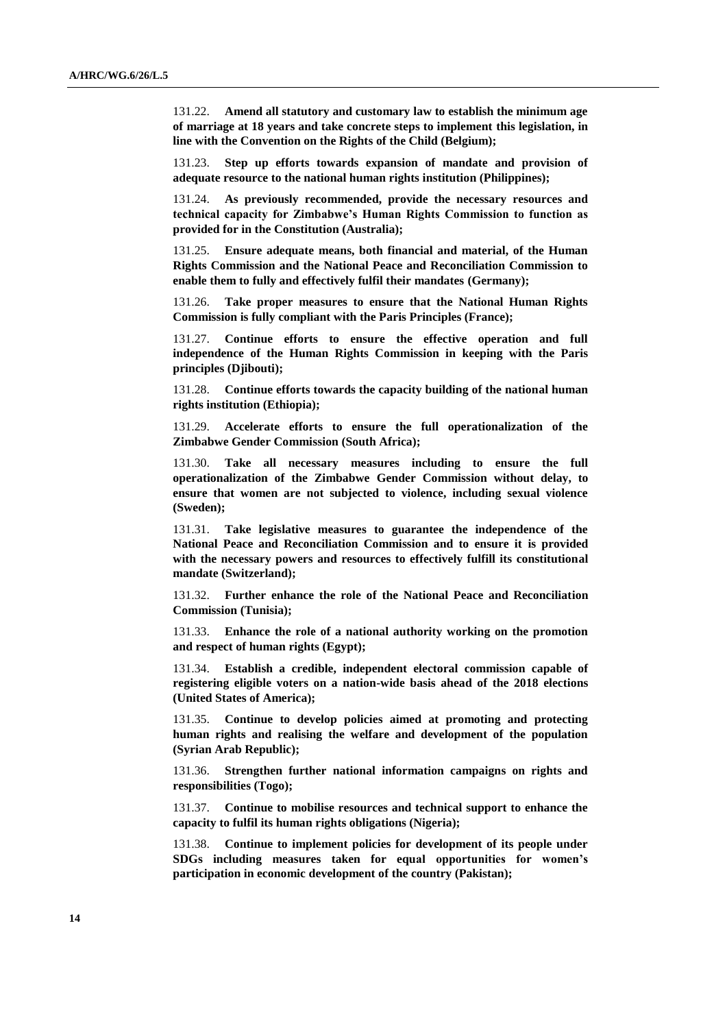131.22. **Amend all statutory and customary law to establish the minimum age of marriage at 18 years and take concrete steps to implement this legislation, in line with the Convention on the Rights of the Child (Belgium);**

131.23. **Step up efforts towards expansion of mandate and provision of adequate resource to the national human rights institution (Philippines);**

131.24. **As previously recommended, provide the necessary resources and technical capacity for Zimbabwe's Human Rights Commission to function as provided for in the Constitution (Australia);**

131.25. **Ensure adequate means, both financial and material, of the Human Rights Commission and the National Peace and Reconciliation Commission to enable them to fully and effectively fulfil their mandates (Germany);**

131.26. **Take proper measures to ensure that the National Human Rights Commission is fully compliant with the Paris Principles (France);**

131.27. **Continue efforts to ensure the effective operation and full independence of the Human Rights Commission in keeping with the Paris principles (Djibouti);**

131.28. **Continue efforts towards the capacity building of the national human rights institution (Ethiopia);**

131.29. **Accelerate efforts to ensure the full operationalization of the Zimbabwe Gender Commission (South Africa);**

131.30. **Take all necessary measures including to ensure the full operationalization of the Zimbabwe Gender Commission without delay, to ensure that women are not subjected to violence, including sexual violence (Sweden);**

131.31. **Take legislative measures to guarantee the independence of the National Peace and Reconciliation Commission and to ensure it is provided with the necessary powers and resources to effectively fulfill its constitutional mandate (Switzerland);**

131.32. **Further enhance the role of the National Peace and Reconciliation Commission (Tunisia);**

131.33. **Enhance the role of a national authority working on the promotion and respect of human rights (Egypt);**

131.34. **Establish a credible, independent electoral commission capable of registering eligible voters on a nation-wide basis ahead of the 2018 elections (United States of America);**

131.35. **Continue to develop policies aimed at promoting and protecting human rights and realising the welfare and development of the population (Syrian Arab Republic);**

131.36. **Strengthen further national information campaigns on rights and responsibilities (Togo);**

131.37. **Continue to mobilise resources and technical support to enhance the capacity to fulfil its human rights obligations (Nigeria);**

131.38. **Continue to implement policies for development of its people under SDGs including measures taken for equal opportunities for women's participation in economic development of the country (Pakistan);**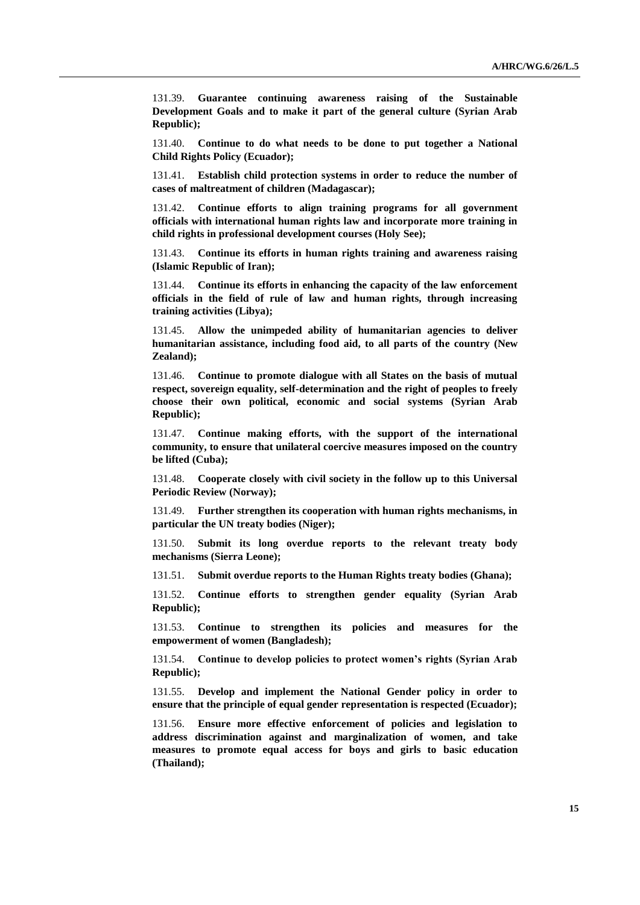131.39. **Guarantee continuing awareness raising of the Sustainable Development Goals and to make it part of the general culture (Syrian Arab Republic);**

131.40. **Continue to do what needs to be done to put together a National Child Rights Policy (Ecuador);**

131.41. **Establish child protection systems in order to reduce the number of cases of maltreatment of children (Madagascar);**

131.42. **Continue efforts to align training programs for all government officials with international human rights law and incorporate more training in child rights in professional development courses (Holy See);**

131.43. **Continue its efforts in human rights training and awareness raising (Islamic Republic of Iran);**

131.44. **Continue its efforts in enhancing the capacity of the law enforcement officials in the field of rule of law and human rights, through increasing training activities (Libya);**

131.45. **Allow the unimpeded ability of humanitarian agencies to deliver humanitarian assistance, including food aid, to all parts of the country (New Zealand);**

131.46. **Continue to promote dialogue with all States on the basis of mutual respect, sovereign equality, self-determination and the right of peoples to freely choose their own political, economic and social systems (Syrian Arab Republic);**

131.47. **Continue making efforts, with the support of the international community, to ensure that unilateral coercive measures imposed on the country be lifted (Cuba);**

131.48. **Cooperate closely with civil society in the follow up to this Universal Periodic Review (Norway);**

131.49. **Further strengthen its cooperation with human rights mechanisms, in particular the UN treaty bodies (Niger);**

131.50. **Submit its long overdue reports to the relevant treaty body mechanisms (Sierra Leone);**

131.51. **Submit overdue reports to the Human Rights treaty bodies (Ghana);**

131.52. **Continue efforts to strengthen gender equality (Syrian Arab Republic);**

131.53. **Continue to strengthen its policies and measures for the empowerment of women (Bangladesh);**

131.54. **Continue to develop policies to protect women's rights (Syrian Arab Republic);**

131.55. **Develop and implement the National Gender policy in order to ensure that the principle of equal gender representation is respected (Ecuador);**

131.56. **Ensure more effective enforcement of policies and legislation to address discrimination against and marginalization of women, and take measures to promote equal access for boys and girls to basic education (Thailand);**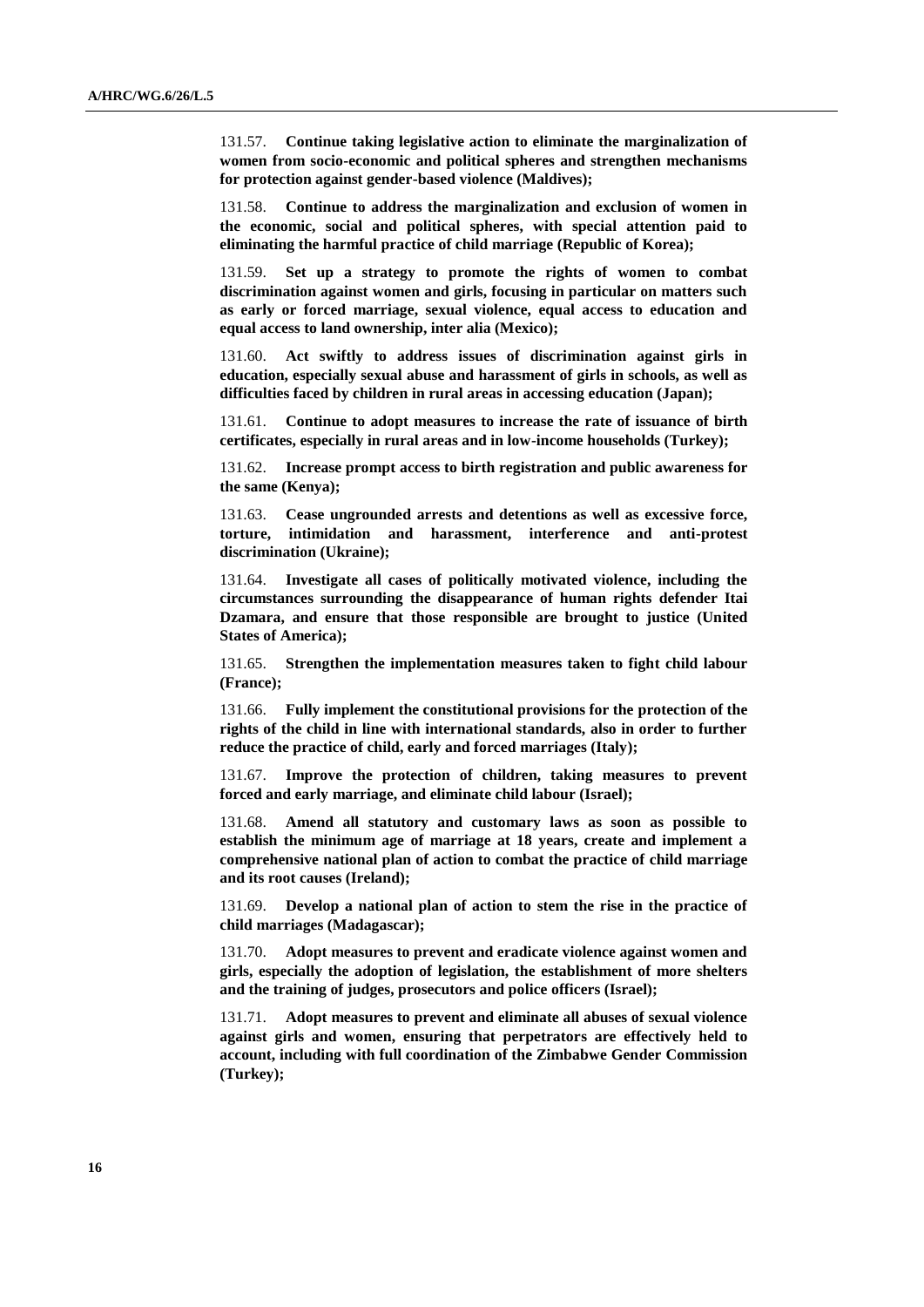131.57. **Continue taking legislative action to eliminate the marginalization of women from socio-economic and political spheres and strengthen mechanisms for protection against gender-based violence (Maldives);**

131.58. **Continue to address the marginalization and exclusion of women in the economic, social and political spheres, with special attention paid to eliminating the harmful practice of child marriage (Republic of Korea);**

131.59. **Set up a strategy to promote the rights of women to combat discrimination against women and girls, focusing in particular on matters such as early or forced marriage, sexual violence, equal access to education and equal access to land ownership, inter alia (Mexico);**

131.60. **Act swiftly to address issues of discrimination against girls in education, especially sexual abuse and harassment of girls in schools, as well as difficulties faced by children in rural areas in accessing education (Japan);**

131.61. **Continue to adopt measures to increase the rate of issuance of birth certificates, especially in rural areas and in low-income households (Turkey);**

131.62. **Increase prompt access to birth registration and public awareness for the same (Kenya);**

131.63. **Cease ungrounded arrests and detentions as well as excessive force, torture, intimidation and harassment, interference and anti-protest discrimination (Ukraine);**

131.64. **Investigate all cases of politically motivated violence, including the circumstances surrounding the disappearance of human rights defender Itai Dzamara, and ensure that those responsible are brought to justice (United States of America);**

131.65. **Strengthen the implementation measures taken to fight child labour (France);**

131.66. **Fully implement the constitutional provisions for the protection of the rights of the child in line with international standards, also in order to further reduce the practice of child, early and forced marriages (Italy);**

131.67. **Improve the protection of children, taking measures to prevent forced and early marriage, and eliminate child labour (Israel);**

131.68. **Amend all statutory and customary laws as soon as possible to establish the minimum age of marriage at 18 years, create and implement a comprehensive national plan of action to combat the practice of child marriage and its root causes (Ireland);**

131.69. **Develop a national plan of action to stem the rise in the practice of child marriages (Madagascar);**

131.70. **Adopt measures to prevent and eradicate violence against women and girls, especially the adoption of legislation, the establishment of more shelters and the training of judges, prosecutors and police officers (Israel);**

131.71. **Adopt measures to prevent and eliminate all abuses of sexual violence against girls and women, ensuring that perpetrators are effectively held to account, including with full coordination of the Zimbabwe Gender Commission (Turkey);**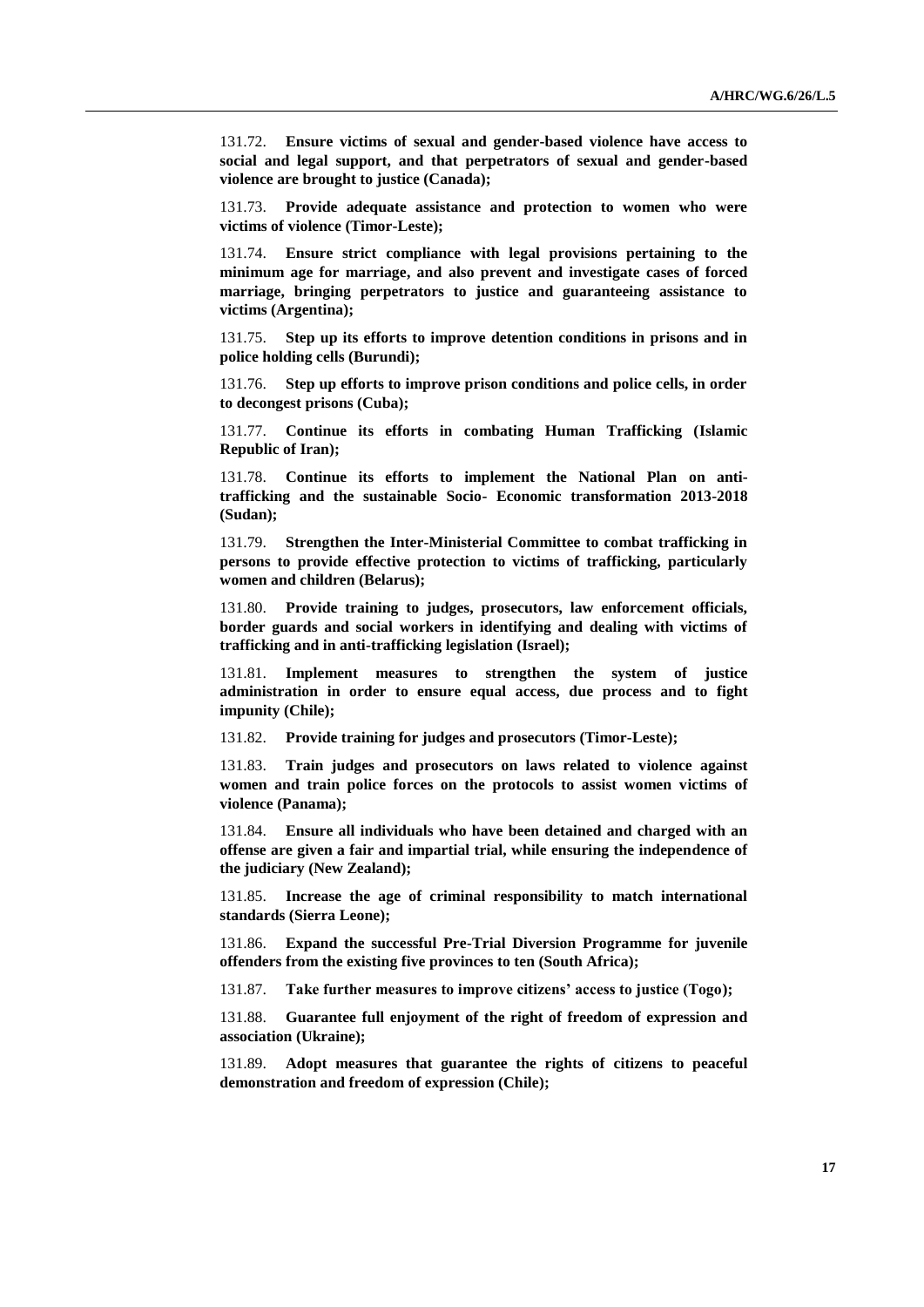131.72. **Ensure victims of sexual and gender-based violence have access to social and legal support, and that perpetrators of sexual and gender-based violence are brought to justice (Canada);**

131.73. **Provide adequate assistance and protection to women who were victims of violence (Timor-Leste);**

131.74. **Ensure strict compliance with legal provisions pertaining to the minimum age for marriage, and also prevent and investigate cases of forced marriage, bringing perpetrators to justice and guaranteeing assistance to victims (Argentina);**

131.75. **Step up its efforts to improve detention conditions in prisons and in police holding cells (Burundi);**

131.76. **Step up efforts to improve prison conditions and police cells, in order to decongest prisons (Cuba);**

131.77. **Continue its efforts in combating Human Trafficking (Islamic Republic of Iran);**

131.78. **Continue its efforts to implement the National Plan on anti-trafficking and the sustainable Socio- Economic transformation 2013-2018 (Sudan);**

131.79. **Strengthen the Inter-Ministerial Committee to combat trafficking in persons to provide effective protection to victims of trafficking, particularly women and children (Belarus);**

131.80. **Provide training to judges, prosecutors, law enforcement officials, border guards and social workers in identifying and dealing with victims of trafficking and in anti-trafficking legislation (Israel);**

131.81. **Implement measures to strengthen the system of justice administration in order to ensure equal access, due process and to fight impunity (Chile);**

131.82. **Provide training for judges and prosecutors (Timor-Leste);**

131.83. **Train judges and prosecutors on laws related to violence against women and train police forces on the protocols to assist women victims of violence (Panama);**

131.84. **Ensure all individuals who have been detained and charged with an offense are given a fair and impartial trial, while ensuring the independence of the judiciary (New Zealand);**

131.85. **Increase the age of criminal responsibility to match international standards (Sierra Leone);**

131.86. **Expand the successful Pre-Trial Diversion Programme for juvenile offenders from the existing five provinces to ten (South Africa);**

131.87. **Take further measures to improve citizens' access to justice (Togo);**

131.88. **Guarantee full enjoyment of the right of freedom of expression and association (Ukraine);**

131.89. **Adopt measures that guarantee the rights of citizens to peaceful demonstration and freedom of expression (Chile);**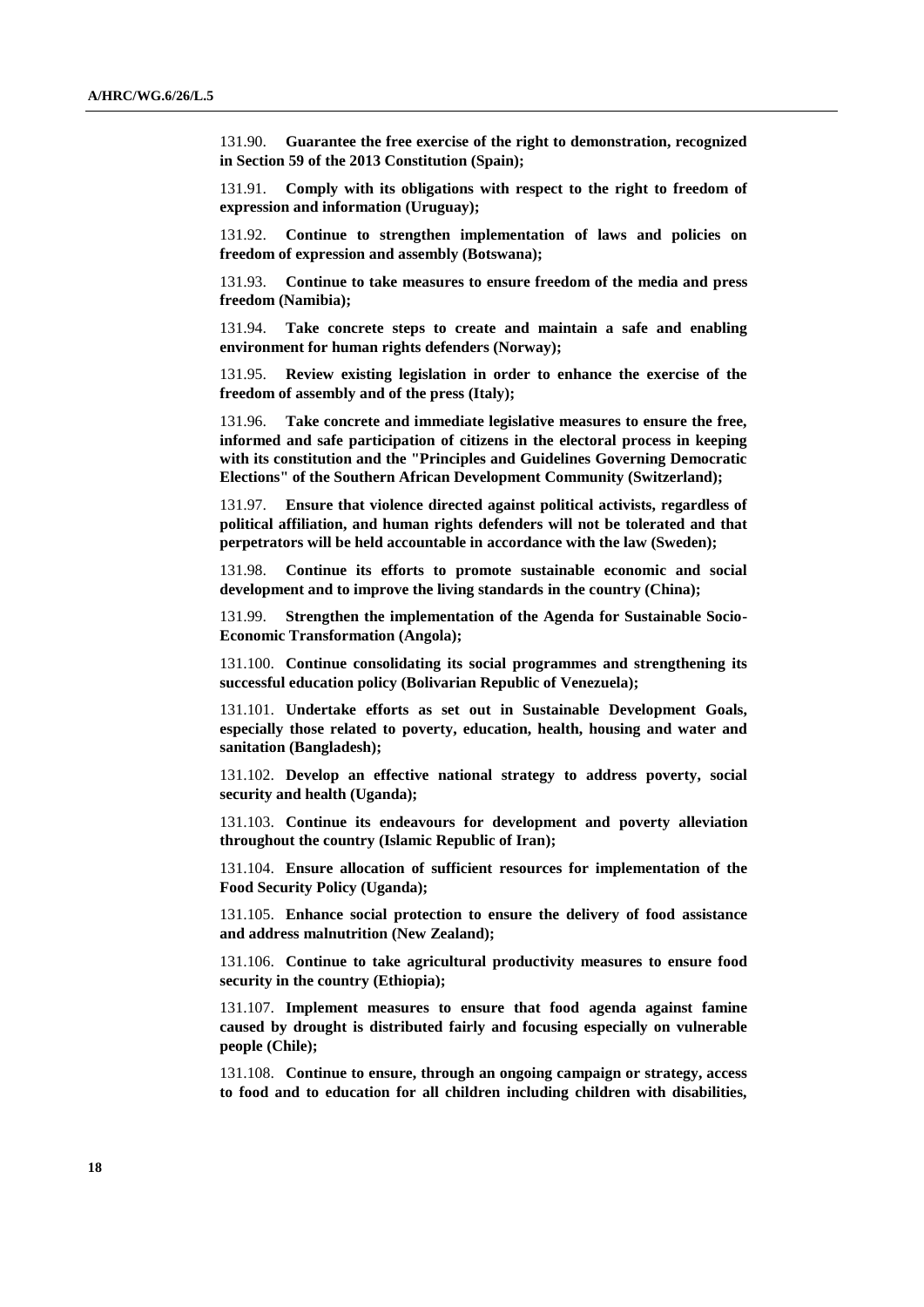131.90. **Guarantee the free exercise of the right to demonstration, recognized in Section 59 of the 2013 Constitution (Spain);**

131.91. **Comply with its obligations with respect to the right to freedom of expression and information (Uruguay);**

131.92. **Continue to strengthen implementation of laws and policies on freedom of expression and assembly (Botswana);**

131.93. **Continue to take measures to ensure freedom of the media and press freedom (Namibia);**

131.94. **Take concrete steps to create and maintain a safe and enabling environment for human rights defenders (Norway);**

131.95. **Review existing legislation in order to enhance the exercise of the freedom of assembly and of the press (Italy);**

131.96. **Take concrete and immediate legislative measures to ensure the free, informed and safe participation of citizens in the electoral process in keeping with its constitution and the "Principles and Guidelines Governing Democratic Elections" of the Southern African Development Community (Switzerland);**

131.97. **Ensure that violence directed against political activists, regardless of political affiliation, and human rights defenders will not be tolerated and that perpetrators will be held accountable in accordance with the law (Sweden);**

131.98. **Continue its efforts to promote sustainable economic and social development and to improve the living standards in the country (China);**

131.99. **Strengthen the implementation of the Agenda for Sustainable Socio-Economic Transformation (Angola);**

131.100. **Continue consolidating its social programmes and strengthening its successful education policy (Bolivarian Republic of Venezuela);**

131.101. **Undertake efforts as set out in Sustainable Development Goals, especially those related to poverty, education, health, housing and water and sanitation (Bangladesh);**

131.102. **Develop an effective national strategy to address poverty, social security and health (Uganda);**

131.103. **Continue its endeavours for development and poverty alleviation throughout the country (Islamic Republic of Iran);**

131.104. **Ensure allocation of sufficient resources for implementation of the Food Security Policy (Uganda);**

131.105. **Enhance social protection to ensure the delivery of food assistance and address malnutrition (New Zealand);**

131.106. **Continue to take agricultural productivity measures to ensure food security in the country (Ethiopia);**

131.107. **Implement measures to ensure that food agenda against famine caused by drought is distributed fairly and focusing especially on vulnerable people (Chile);**

131.108. **Continue to ensure, through an ongoing campaign or strategy, access to food and to education for all children including children with disabilities,**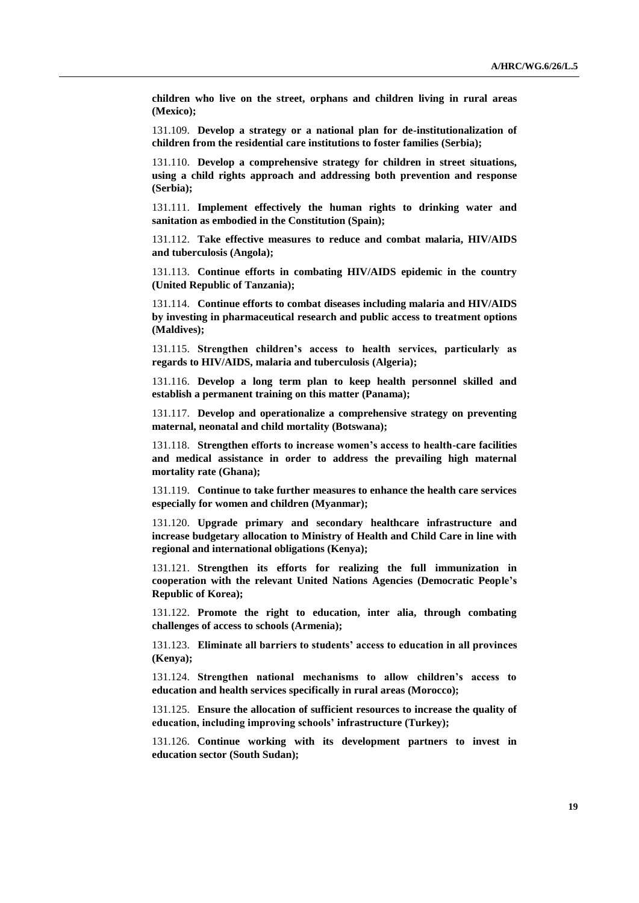**children who live on the street, orphans and children living in rural areas (Mexico);**

131.109. **Develop a strategy or a national plan for de-institutionalization of children from the residential care institutions to foster families (Serbia);**

131.110. **Develop a comprehensive strategy for children in street situations, using a child rights approach and addressing both prevention and response (Serbia);**

131.111. **Implement effectively the human rights to drinking water and sanitation as embodied in the Constitution (Spain);**

131.112. **Take effective measures to reduce and combat malaria, HIV/AIDS and tuberculosis (Angola);**

131.113. **Continue efforts in combating HIV/AIDS epidemic in the country (United Republic of Tanzania);**

131.114. **Continue efforts to combat diseases including malaria and HIV/AIDS by investing in pharmaceutical research and public access to treatment options (Maldives);**

131.115. **Strengthen children's access to health services, particularly as regards to HIV/AIDS, malaria and tuberculosis (Algeria);**

131.116. **Develop a long term plan to keep health personnel skilled and establish a permanent training on this matter (Panama);**

131.117. **Develop and operationalize a comprehensive strategy on preventing maternal, neonatal and child mortality (Botswana);**

131.118. **Strengthen efforts to increase women's access to health-care facilities and medical assistance in order to address the prevailing high maternal mortality rate (Ghana);**

131.119. **Continue to take further measures to enhance the health care services especially for women and children (Myanmar);**

131.120. **Upgrade primary and secondary healthcare infrastructure and increase budgetary allocation to Ministry of Health and Child Care in line with regional and international obligations (Kenya);**

131.121. **Strengthen its efforts for realizing the full immunization in cooperation with the relevant United Nations Agencies (Democratic People's Republic of Korea);**

131.122. **Promote the right to education, inter alia, through combating challenges of access to schools (Armenia);**

131.123. **Eliminate all barriers to students' access to education in all provinces (Kenya);**

131.124. **Strengthen national mechanisms to allow children's access to education and health services specifically in rural areas (Morocco);**

131.125. **Ensure the allocation of sufficient resources to increase the quality of education, including improving schools' infrastructure (Turkey);**

131.126. **Continue working with its development partners to invest in education sector (South Sudan);**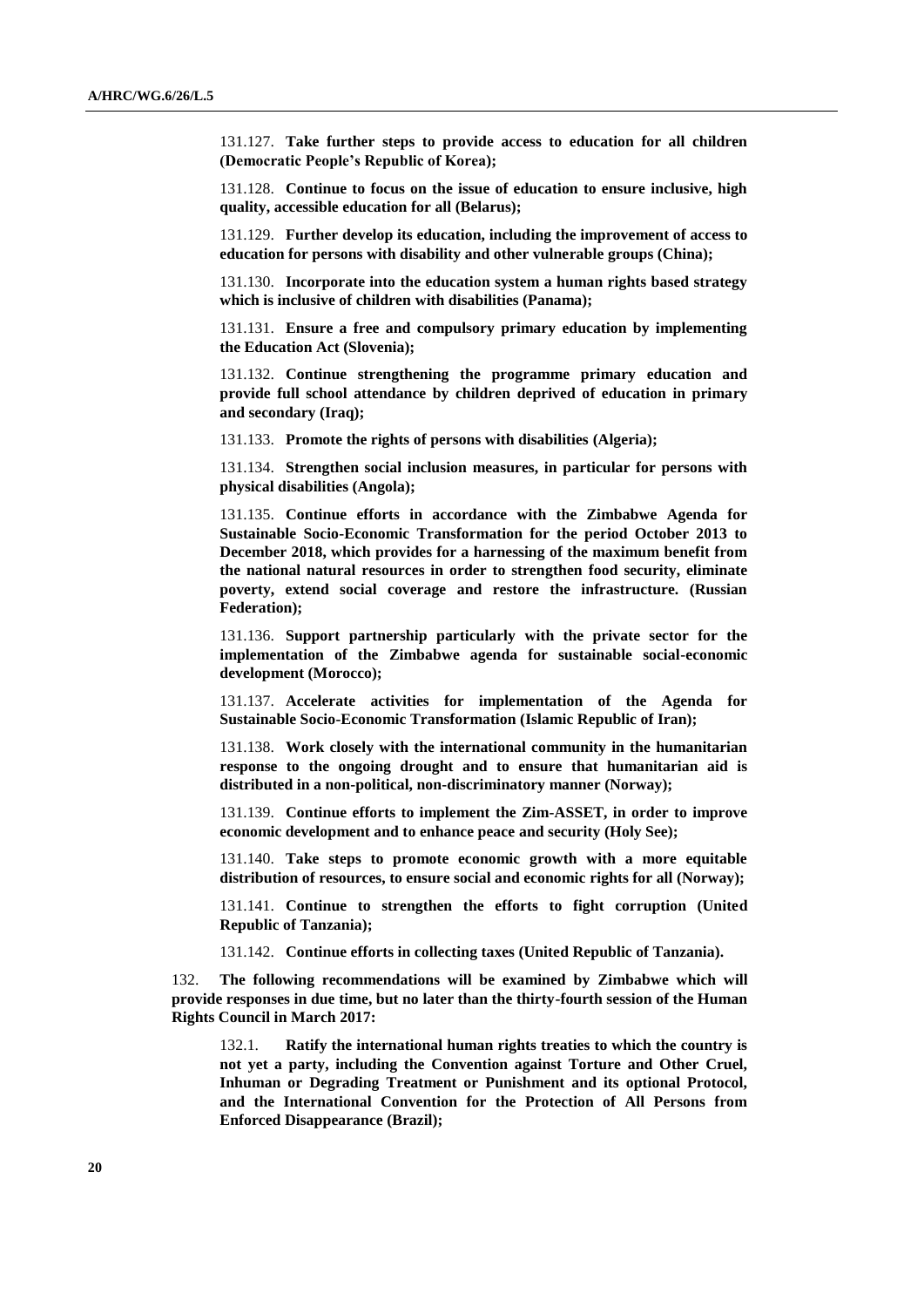131.127. **Take further steps to provide access to education for all children (Democratic People's Republic of Korea);**

131.128. **Continue to focus on the issue of education to ensure inclusive, high quality, accessible education for all (Belarus);**

131.129. **Further develop its education, including the improvement of access to education for persons with disability and other vulnerable groups (China);**

131.130. **Incorporate into the education system a human rights based strategy which is inclusive of children with disabilities (Panama);**

131.131. **Ensure a free and compulsory primary education by implementing the Education Act (Slovenia);**

131.132. **Continue strengthening the programme primary education and provide full school attendance by children deprived of education in primary and secondary (Iraq);**

131.133. **Promote the rights of persons with disabilities (Algeria);**

131.134. **Strengthen social inclusion measures, in particular for persons with physical disabilities (Angola);**

131.135. **Continue efforts in accordance with the Zimbabwe Agenda for Sustainable Socio-Economic Transformation for the period October 2013 to December 2018, which provides for a harnessing of the maximum benefit from the national natural resources in order to strengthen food security, eliminate poverty, extend social coverage and restore the infrastructure. (Russian Federation);**

131.136. **Support partnership particularly with the private sector for the implementation of the Zimbabwe agenda for sustainable social-economic development (Morocco);**

131.137. **Accelerate activities for implementation of the Agenda for Sustainable Socio-Economic Transformation (Islamic Republic of Iran);**

131.138. **Work closely with the international community in the humanitarian response to the ongoing drought and to ensure that humanitarian aid is distributed in a non-political, non-discriminatory manner (Norway);**

131.139. **Continue efforts to implement the Zim-ASSET, in order to improve economic development and to enhance peace and security (Holy See);**

131.140. **Take steps to promote economic growth with a more equitable distribution of resources, to ensure social and economic rights for all (Norway);**

131.141. **Continue to strengthen the efforts to fight corruption (United Republic of Tanzania);**

131.142. **Continue efforts in collecting taxes (United Republic of Tanzania).**

132. **The following recommendations will be examined by Zimbabwe which will provide responses in due time, but no later than the thirty-fourth session of the Human Rights Council in March 2017:**

132.1. **Ratify the international human rights treaties to which the country is not yet a party, including the Convention against Torture and Other Cruel, Inhuman or Degrading Treatment or Punishment and its optional Protocol, and the International Convention for the Protection of All Persons from Enforced Disappearance (Brazil);**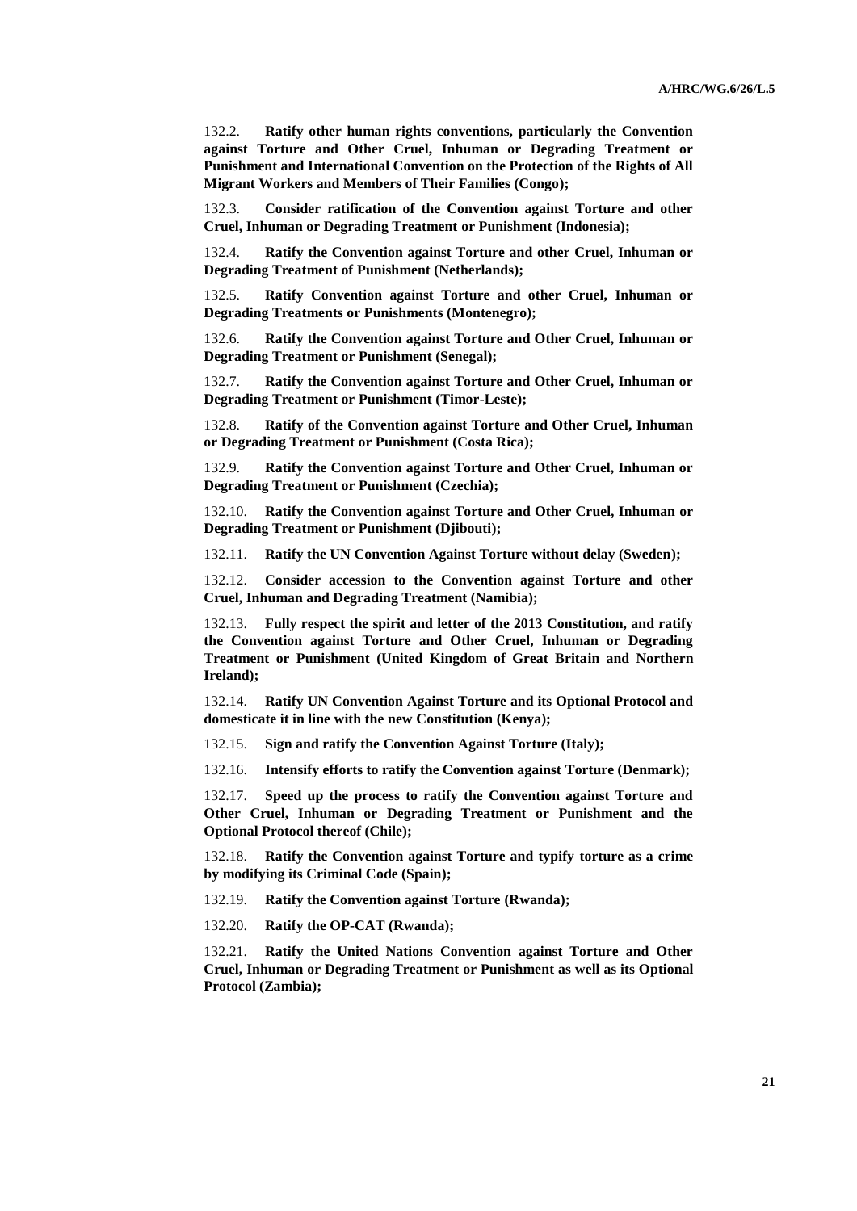132.2. **Ratify other human rights conventions, particularly the Convention against Torture and Other Cruel, Inhuman or Degrading Treatment or Punishment and International Convention on the Protection of the Rights of All Migrant Workers and Members of Their Families (Congo);**

132.3. **Consider ratification of the Convention against Torture and other Cruel, Inhuman or Degrading Treatment or Punishment (Indonesia);**

132.4. **Ratify the Convention against Torture and other Cruel, Inhuman or Degrading Treatment of Punishment (Netherlands);**

132.5. **Ratify Convention against Torture and other Cruel, Inhuman or Degrading Treatments or Punishments (Montenegro);**

132.6. **Ratify the Convention against Torture and Other Cruel, Inhuman or Degrading Treatment or Punishment (Senegal);**

132.7. **Ratify the Convention against Torture and Other Cruel, Inhuman or Degrading Treatment or Punishment (Timor-Leste);**

132.8. **Ratify of the Convention against Torture and Other Cruel, Inhuman or Degrading Treatment or Punishment (Costa Rica);**

132.9. **Ratify the Convention against Torture and Other Cruel, Inhuman or Degrading Treatment or Punishment (Czechia);**

132.10. **Ratify the Convention against Torture and Other Cruel, Inhuman or Degrading Treatment or Punishment (Djibouti);**

132.11. **Ratify the UN Convention Against Torture without delay (Sweden);**

132.12. **Consider accession to the Convention against Torture and other Cruel, Inhuman and Degrading Treatment (Namibia);**

132.13. **Fully respect the spirit and letter of the 2013 Constitution, and ratify the Convention against Torture and Other Cruel, Inhuman or Degrading Treatment or Punishment (United Kingdom of Great Britain and Northern Ireland);**

132.14. **Ratify UN Convention Against Torture and its Optional Protocol and domesticate it in line with the new Constitution (Kenya);**

132.15. **Sign and ratify the Convention Against Torture (Italy);**

132.16. **Intensify efforts to ratify the Convention against Torture (Denmark);**

132.17. **Speed up the process to ratify the Convention against Torture and Other Cruel, Inhuman or Degrading Treatment or Punishment and the Optional Protocol thereof (Chile);**

132.18. **Ratify the Convention against Torture and typify torture as a crime by modifying its Criminal Code (Spain);**

132.19. **Ratify the Convention against Torture (Rwanda);**

132.20. **Ratify the OP-CAT (Rwanda);**

132.21. **Ratify the United Nations Convention against Torture and Other Cruel, Inhuman or Degrading Treatment or Punishment as well as its Optional Protocol (Zambia);**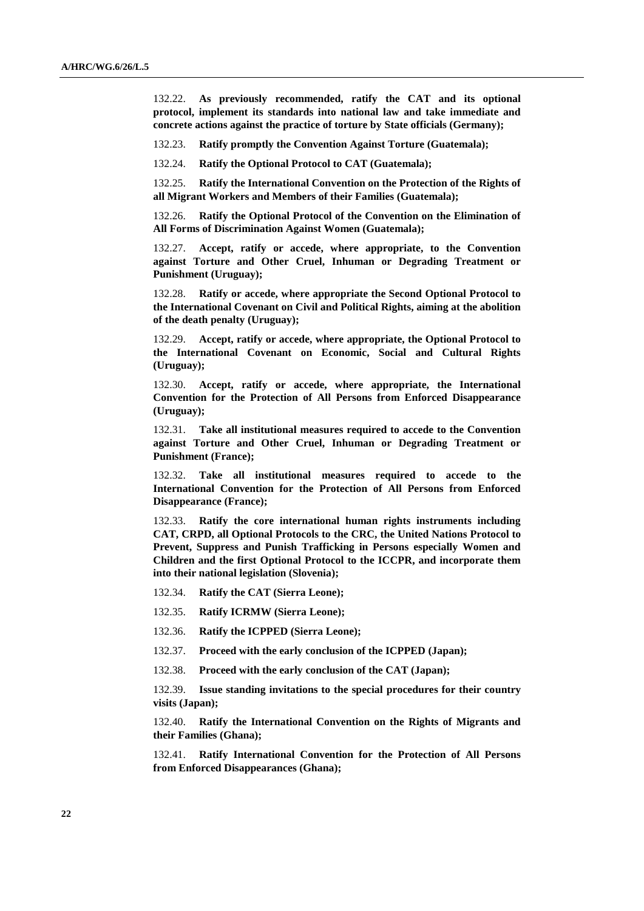132.22. **As previously recommended, ratify the CAT and its optional protocol, implement its standards into national law and take immediate and concrete actions against the practice of torture by State officials (Germany);**

132.23. **Ratify promptly the Convention Against Torture (Guatemala);**

132.24. **Ratify the Optional Protocol to CAT (Guatemala);**

132.25. **Ratify the International Convention on the Protection of the Rights of all Migrant Workers and Members of their Families (Guatemala);**

132.26. **Ratify the Optional Protocol of the Convention on the Elimination of All Forms of Discrimination Against Women (Guatemala);**

132.27. **Accept, ratify or accede, where appropriate, to the Convention against Torture and Other Cruel, Inhuman or Degrading Treatment or Punishment (Uruguay);**

132.28. **Ratify or accede, where appropriate the Second Optional Protocol to the International Covenant on Civil and Political Rights, aiming at the abolition of the death penalty (Uruguay);**

132.29. **Accept, ratify or accede, where appropriate, the Optional Protocol to the International Covenant on Economic, Social and Cultural Rights (Uruguay);**

132.30. **Accept, ratify or accede, where appropriate, the International Convention for the Protection of All Persons from Enforced Disappearance (Uruguay);**

132.31. **Take all institutional measures required to accede to the Convention against Torture and Other Cruel, Inhuman or Degrading Treatment or Punishment (France);**

132.32. **Take all institutional measures required to accede to the International Convention for the Protection of All Persons from Enforced Disappearance (France);**

132.33. **Ratify the core international human rights instruments including CAT, CRPD, all Optional Protocols to the CRC, the United Nations Protocol to Prevent, Suppress and Punish Trafficking in Persons especially Women and Children and the first Optional Protocol to the ICCPR, and incorporate them into their national legislation (Slovenia);**

132.34. **Ratify the CAT (Sierra Leone);**

132.35. **Ratify ICRMW (Sierra Leone);**

132.36. **Ratify the ICPPED (Sierra Leone);**

132.37. **Proceed with the early conclusion of the ICPPED (Japan);**

132.38. **Proceed with the early conclusion of the CAT (Japan);**

132.39. **Issue standing invitations to the special procedures for their country visits (Japan);**

132.40. **Ratify the International Convention on the Rights of Migrants and their Families (Ghana);**

132.41. **Ratify International Convention for the Protection of All Persons from Enforced Disappearances (Ghana);**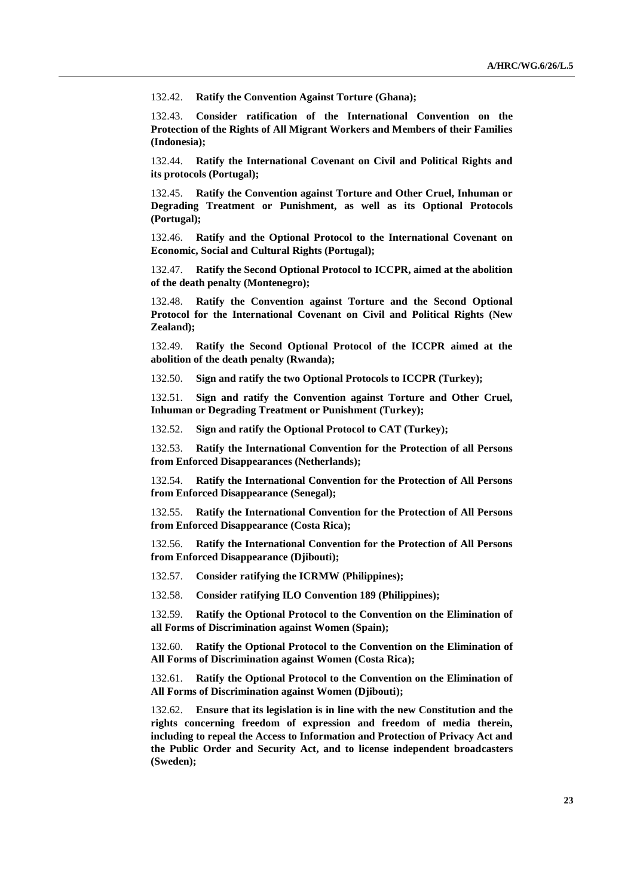132.42. **Ratify the Convention Against Torture (Ghana);**

132.43. **Consider ratification of the International Convention on the Protection of the Rights of All Migrant Workers and Members of their Families (Indonesia);**

132.44. **Ratify the International Covenant on Civil and Political Rights and its protocols (Portugal);**

132.45. **Ratify the Convention against Torture and Other Cruel, Inhuman or Degrading Treatment or Punishment, as well as its Optional Protocols (Portugal);**

132.46. **Ratify and the Optional Protocol to the International Covenant on Economic, Social and Cultural Rights (Portugal);**

132.47. **Ratify the Second Optional Protocol to ICCPR, aimed at the abolition of the death penalty (Montenegro);**

132.48. **Ratify the Convention against Torture and the Second Optional Protocol for the International Covenant on Civil and Political Rights (New Zealand);**

132.49. **Ratify the Second Optional Protocol of the ICCPR aimed at the abolition of the death penalty (Rwanda);**

132.50. **Sign and ratify the two Optional Protocols to ICCPR (Turkey);**

132.51. **Sign and ratify the Convention against Torture and Other Cruel, Inhuman or Degrading Treatment or Punishment (Turkey);**

132.52. **Sign and ratify the Optional Protocol to CAT (Turkey);**

132.53. **Ratify the International Convention for the Protection of all Persons from Enforced Disappearances (Netherlands);**

132.54. **Ratify the International Convention for the Protection of All Persons from Enforced Disappearance (Senegal);**

132.55. **Ratify the International Convention for the Protection of All Persons from Enforced Disappearance (Costa Rica);**

132.56. **Ratify the International Convention for the Protection of All Persons from Enforced Disappearance (Djibouti);**

132.57. **Consider ratifying the ICRMW (Philippines);**

132.58. **Consider ratifying ILO Convention 189 (Philippines);**

132.59. **Ratify the Optional Protocol to the Convention on the Elimination of all Forms of Discrimination against Women (Spain);**

132.60. **Ratify the Optional Protocol to the Convention on the Elimination of All Forms of Discrimination against Women (Costa Rica);**

132.61. **Ratify the Optional Protocol to the Convention on the Elimination of All Forms of Discrimination against Women (Djibouti);**

132.62. **Ensure that its legislation is in line with the new Constitution and the rights concerning freedom of expression and freedom of media therein, including to repeal the Access to Information and Protection of Privacy Act and the Public Order and Security Act, and to license independent broadcasters (Sweden);**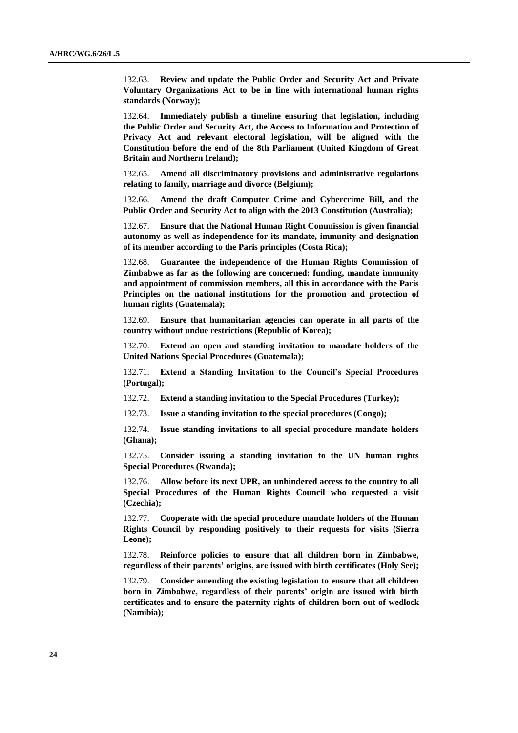132.63. **Review and update the Public Order and Security Act and Private Voluntary Organizations Act to be in line with international human rights standards (Norway);**

132.64. **Immediately publish a timeline ensuring that legislation, including the Public Order and Security Act, the Access to Information and Protection of Privacy Act and relevant electoral legislation, will be aligned with the Constitution before the end of the 8th Parliament (United Kingdom of Great Britain and Northern Ireland);**

132.65. **Amend all discriminatory provisions and administrative regulations relating to family, marriage and divorce (Belgium);**

132.66. **Amend the draft Computer Crime and Cybercrime Bill, and the Public Order and Security Act to align with the 2013 Constitution (Australia);**

132.67. **Ensure that the National Human Right Commission is given financial autonomy as well as independence for its mandate, immunity and designation of its member according to the Paris principles (Costa Rica);**

132.68. **Guarantee the independence of the Human Rights Commission of Zimbabwe as far as the following are concerned: funding, mandate immunity and appointment of commission members, all this in accordance with the Paris Principles on the national institutions for the promotion and protection of human rights (Guatemala);**

132.69. **Ensure that humanitarian agencies can operate in all parts of the country without undue restrictions (Republic of Korea);**

132.70. **Extend an open and standing invitation to mandate holders of the United Nations Special Procedures (Guatemala);**

132.71. **Extend a Standing Invitation to the Council's Special Procedures (Portugal);**

132.72. **Extend a standing invitation to the Special Procedures (Turkey);**

132.73. **Issue a standing invitation to the special procedures (Congo);**

132.74. **Issue standing invitations to all special procedure mandate holders (Ghana);**

132.75. **Consider issuing a standing invitation to the UN human rights Special Procedures (Rwanda);**

132.76. **Allow before its next UPR, an unhindered access to the country to all Special Procedures of the Human Rights Council who requested a visit (Czechia);**

132.77. **Cooperate with the special procedure mandate holders of the Human Rights Council by responding positively to their requests for visits (Sierra Leone);**

132.78. **Reinforce policies to ensure that all children born in Zimbabwe, regardless of their parents' origins, are issued with birth certificates (Holy See);**

132.79. **Consider amending the existing legislation to ensure that all children born in Zimbabwe, regardless of their parents' origin are issued with birth certificates and to ensure the paternity rights of children born out of wedlock (Namibia);**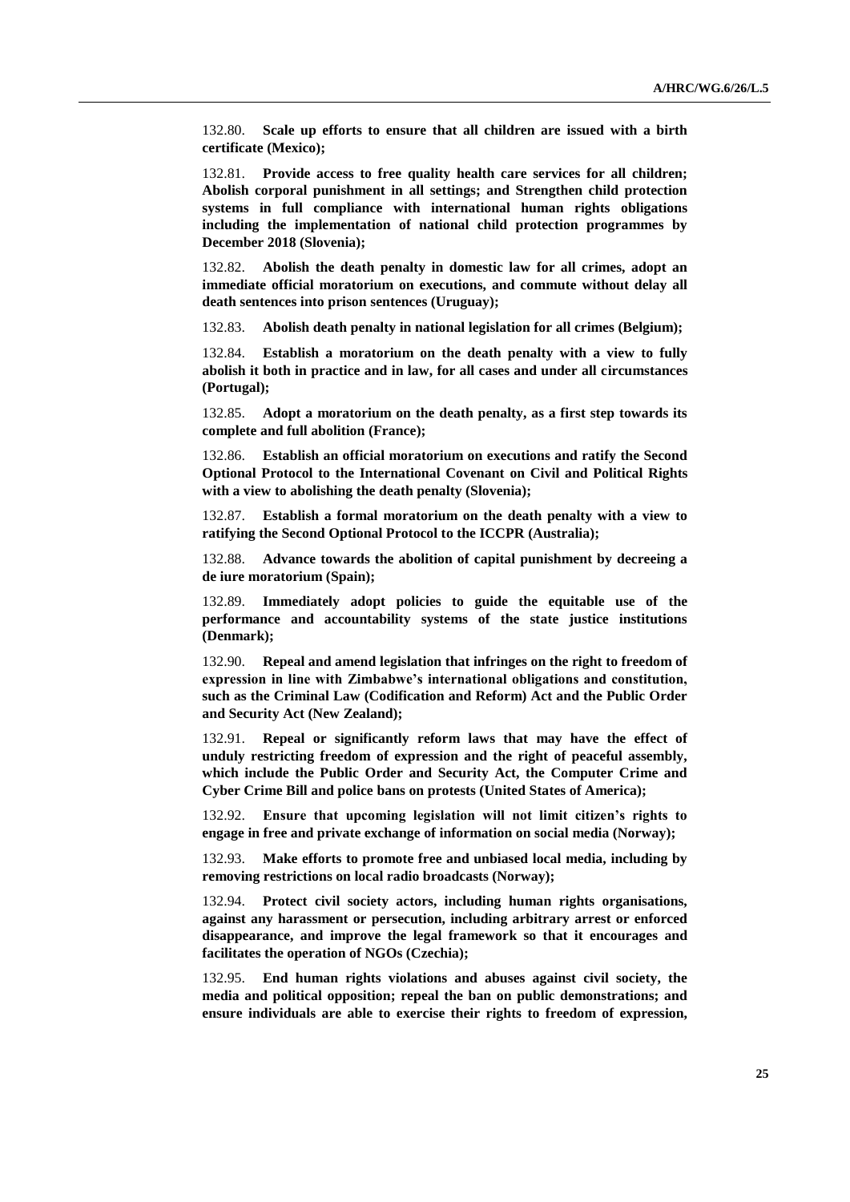132.80. **Scale up efforts to ensure that all children are issued with a birth certificate (Mexico);**

132.81. **Provide access to free quality health care services for all children; Abolish corporal punishment in all settings; and Strengthen child protection systems in full compliance with international human rights obligations including the implementation of national child protection programmes by December 2018 (Slovenia);**

132.82. **Abolish the death penalty in domestic law for all crimes, adopt an immediate official moratorium on executions, and commute without delay all death sentences into prison sentences (Uruguay);**

132.83. **Abolish death penalty in national legislation for all crimes (Belgium);**

132.84. **Establish a moratorium on the death penalty with a view to fully abolish it both in practice and in law, for all cases and under all circumstances (Portugal);**

132.85. **Adopt a moratorium on the death penalty, as a first step towards its complete and full abolition (France);**

132.86. **Establish an official moratorium on executions and ratify the Second Optional Protocol to the International Covenant on Civil and Political Rights with a view to abolishing the death penalty (Slovenia);**

132.87. **Establish a formal moratorium on the death penalty with a view to ratifying the Second Optional Protocol to the ICCPR (Australia);**

132.88. **Advance towards the abolition of capital punishment by decreeing a de iure moratorium (Spain);**

132.89. **Immediately adopt policies to guide the equitable use of the performance and accountability systems of the state justice institutions (Denmark);**

132.90. **Repeal and amend legislation that infringes on the right to freedom of expression in line with Zimbabwe's international obligations and constitution, such as the Criminal Law (Codification and Reform) Act and the Public Order and Security Act (New Zealand);**

132.91. **Repeal or significantly reform laws that may have the effect of unduly restricting freedom of expression and the right of peaceful assembly, which include the Public Order and Security Act, the Computer Crime and Cyber Crime Bill and police bans on protests (United States of America);**

132.92. **Ensure that upcoming legislation will not limit citizen's rights to engage in free and private exchange of information on social media (Norway);**

132.93. **Make efforts to promote free and unbiased local media, including by removing restrictions on local radio broadcasts (Norway);**

132.94. **Protect civil society actors, including human rights organisations, against any harassment or persecution, including arbitrary arrest or enforced disappearance, and improve the legal framework so that it encourages and facilitates the operation of NGOs (Czechia);**

132.95. **End human rights violations and abuses against civil society, the media and political opposition; repeal the ban on public demonstrations; and ensure individuals are able to exercise their rights to freedom of expression,**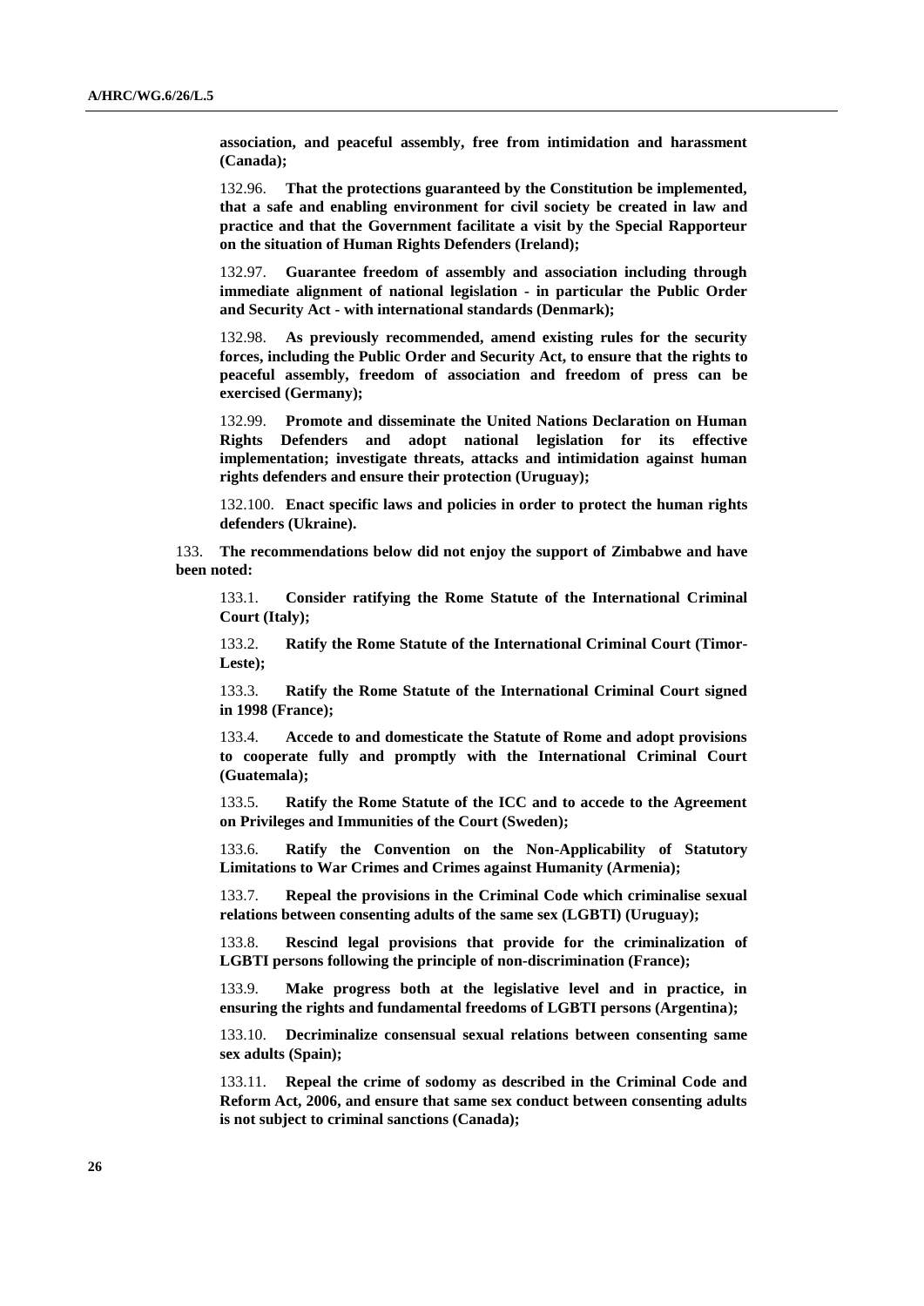**association, and peaceful assembly, free from intimidation and harassment (Canada);**

132.96. **That the protections guaranteed by the Constitution be implemented, that a safe and enabling environment for civil society be created in law and practice and that the Government facilitate a visit by the Special Rapporteur on the situation of Human Rights Defenders (Ireland);**

132.97. **Guarantee freedom of assembly and association including through immediate alignment of national legislation - in particular the Public Order and Security Act - with international standards (Denmark);**

132.98. **As previously recommended, amend existing rules for the security forces, including the Public Order and Security Act, to ensure that the rights to peaceful assembly, freedom of association and freedom of press can be exercised (Germany);**

132.99. **Promote and disseminate the United Nations Declaration on Human Rights Defenders and adopt national legislation for its effective implementation; investigate threats, attacks and intimidation against human rights defenders and ensure their protection (Uruguay);**

132.100. **Enact specific laws and policies in order to protect the human rights defenders (Ukraine).**

133. **The recommendations below did not enjoy the support of Zimbabwe and have been noted:**

133.1. **Consider ratifying the Rome Statute of the International Criminal Court (Italy);**

133.2. **Ratify the Rome Statute of the International Criminal Court (Timor-Leste);**

133.3. **Ratify the Rome Statute of the International Criminal Court signed in 1998 (France);**

133.4. **Accede to and domesticate the Statute of Rome and adopt provisions to cooperate fully and promptly with the International Criminal Court (Guatemala);**

133.5. **Ratify the Rome Statute of the ICC and to accede to the Agreement on Privileges and Immunities of the Court (Sweden);**

133.6. **Ratify the Convention on the Non-Applicability of Statutory Limitations to War Crimes and Crimes against Humanity (Armenia);**

133.7. **Repeal the provisions in the Criminal Code which criminalise sexual relations between consenting adults of the same sex (LGBTI) (Uruguay);**

133.8. **Rescind legal provisions that provide for the criminalization of LGBTI persons following the principle of non-discrimination (France);**

133.9. **Make progress both at the legislative level and in practice, in ensuring the rights and fundamental freedoms of LGBTI persons (Argentina);**

133.10. **Decriminalize consensual sexual relations between consenting same sex adults (Spain);**

133.11. **Repeal the crime of sodomy as described in the Criminal Code and Reform Act, 2006, and ensure that same sex conduct between consenting adults is not subject to criminal sanctions (Canada);**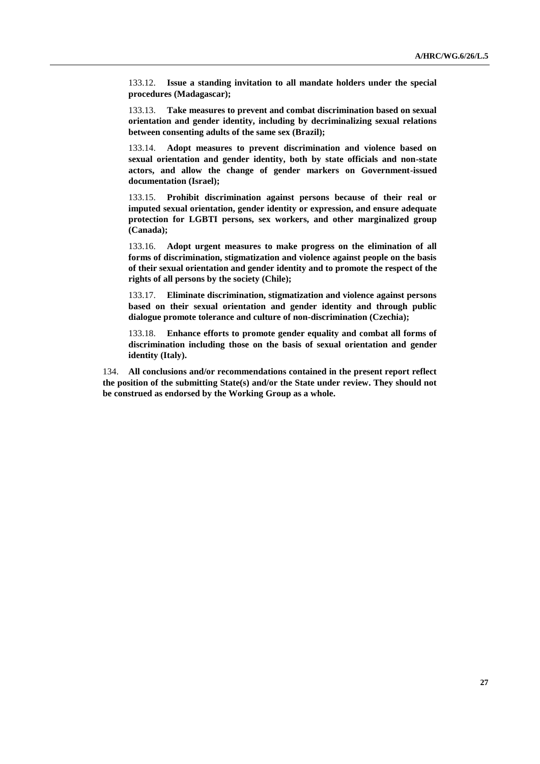133.12. **Issue a standing invitation to all mandate holders under the special procedures (Madagascar);**

133.13. **Take measures to prevent and combat discrimination based on sexual orientation and gender identity, including by decriminalizing sexual relations between consenting adults of the same sex (Brazil);**

133.14. **Adopt measures to prevent discrimination and violence based on sexual orientation and gender identity, both by state officials and non-state actors, and allow the change of gender markers on Government-issued documentation (Israel);**

133.15. **Prohibit discrimination against persons because of their real or imputed sexual orientation, gender identity or expression, and ensure adequate protection for LGBTI persons, sex workers, and other marginalized group (Canada);**

133.16. **Adopt urgent measures to make progress on the elimination of all forms of discrimination, stigmatization and violence against people on the basis of their sexual orientation and gender identity and to promote the respect of the rights of all persons by the society (Chile);**

133.17. **Eliminate discrimination, stigmatization and violence against persons based on their sexual orientation and gender identity and through public dialogue promote tolerance and culture of non-discrimination (Czechia);**

133.18. **Enhance efforts to promote gender equality and combat all forms of discrimination including those on the basis of sexual orientation and gender identity (Italy).**

134. **All conclusions and/or recommendations contained in the present report reflect the position of the submitting State(s) and/or the State under review. They should not be construed as endorsed by the Working Group as a whole.**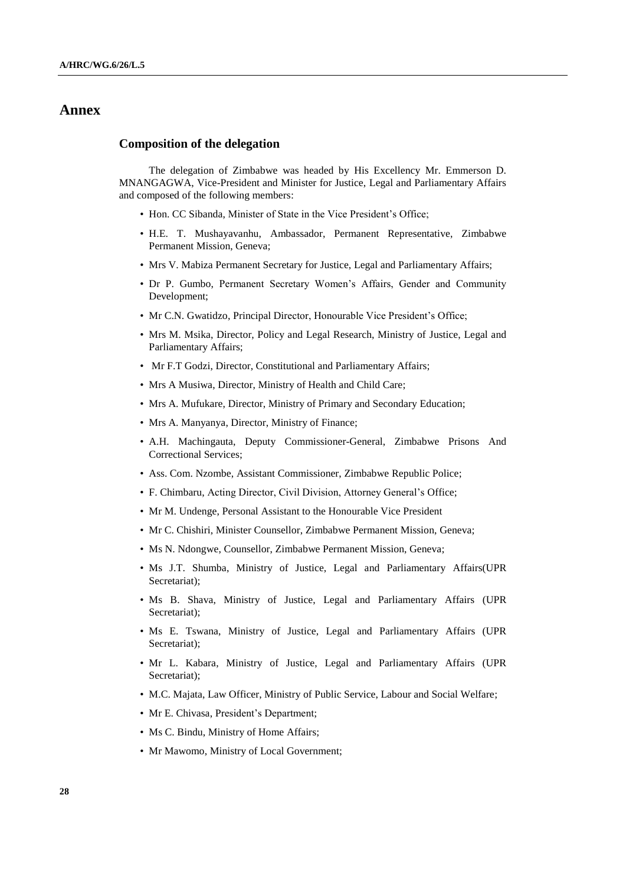# Annex

## Composition of the delegation

The delegation of Zimbabwe was headed by His Excellency Mr. Emmerson D. MNANGAGWA, Vice-President and Minister for Justice, Legal and Parliamentary Affairs and composed of the following members:

- Hon. CC Sibanda, Minister of State in the Vice President's Office;
- H.E. T. Mushayavanhu, Ambassador, Permanent Representative, Zimbabwe Permanent Mission, Geneva;
- Mrs V. Mabiza Permanent Secretary for Justice, Legal and Parliamentary Affairs;
- Dr P. Gumbo, Permanent Secretary Women's Affairs, Gender and Community Development;
- Mr C.N. Gwatidzo, Principal Director, Honourable Vice President's Office;
- Mrs M. Msika, Director, Policy and Legal Research, Ministry of Justice, Legal and Parliamentary Affairs;
- Mr F.T Godzi, Director, Constitutional and Parliamentary Affairs;
- Mrs A Musiwa, Director, Ministry of Health and Child Care;
- Mrs A. Mufukare, Director, Ministry of Primary and Secondary Education;
- Mrs A. Manyanya, Director, Ministry of Finance;
- A.H. Machingauta, Deputy Commissioner-General, Zimbabwe Prisons And Correctional Services;
- Ass. Com. Nzombe, Assistant Commissioner, Zimbabwe Republic Police;
- F. Chimbaru, Acting Director, Civil Division, Attorney General's Office;
- Mr M. Undenge, Personal Assistant to the Honourable Vice President
- Mr C. Chishiri, Minister Counsellor, Zimbabwe Permanent Mission, Geneva;
- Ms N. Ndongwe, Counsellor, Zimbabwe Permanent Mission, Geneva;
- Ms J.T. Shumba, Ministry of Justice, Legal and Parliamentary Affairs(UPR Secretariat);
- Ms B. Shava, Ministry of Justice, Legal and Parliamentary Affairs (UPR Secretariat);
- Ms E. Tswana, Ministry of Justice, Legal and Parliamentary Affairs (UPR Secretariat);
- Mr L. Kabara, Ministry of Justice, Legal and Parliamentary Affairs (UPR Secretariat);
- M.C. Majata, Law Officer, Ministry of Public Service, Labour and Social Welfare;
- Mr E. Chivasa, President's Department;
- Ms C. Bindu, Ministry of Home Affairs;
- Mr Mawomo, Ministry of Local Government;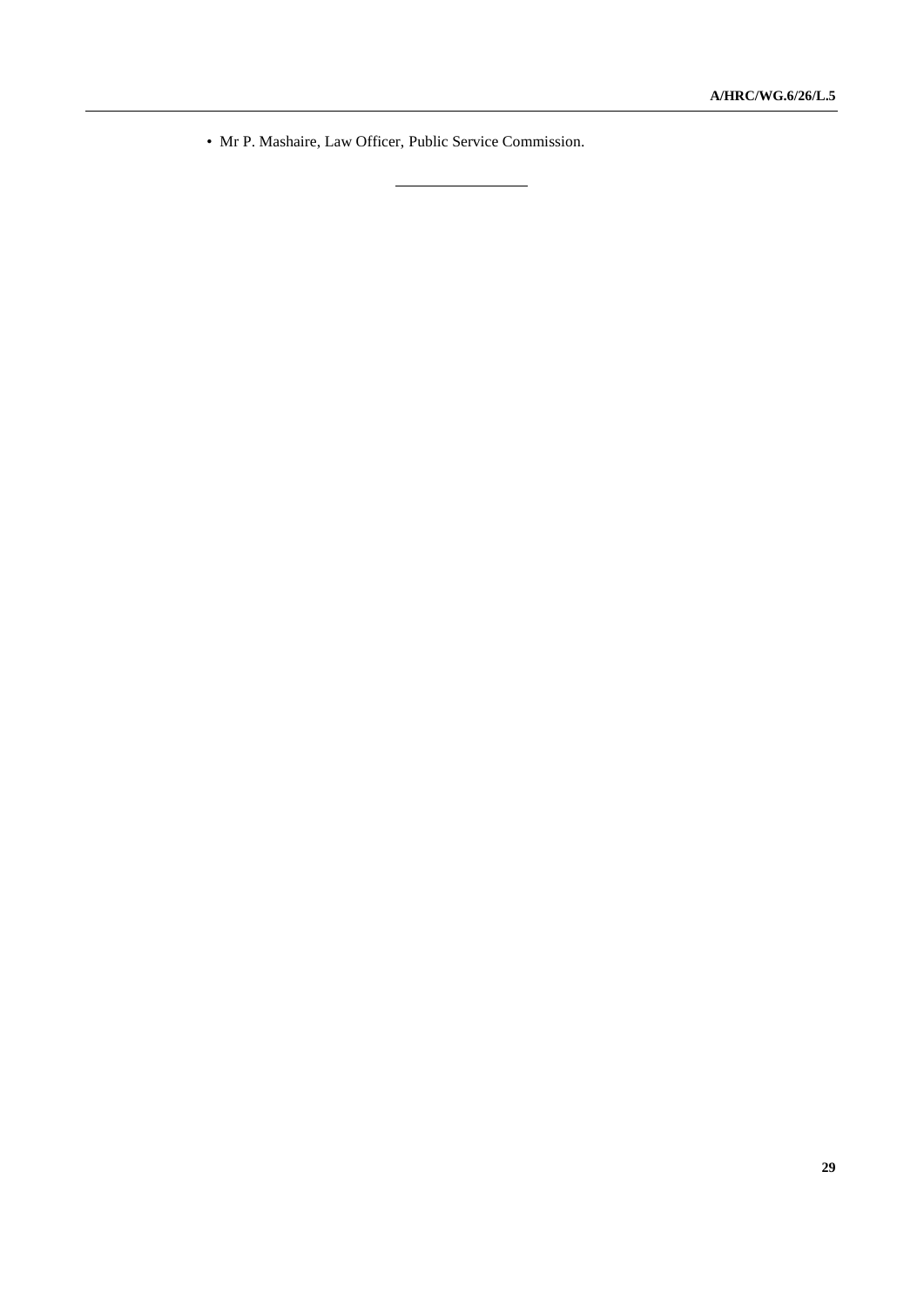- Mr P. Mashaire, Law Officer, Public Service Commission.